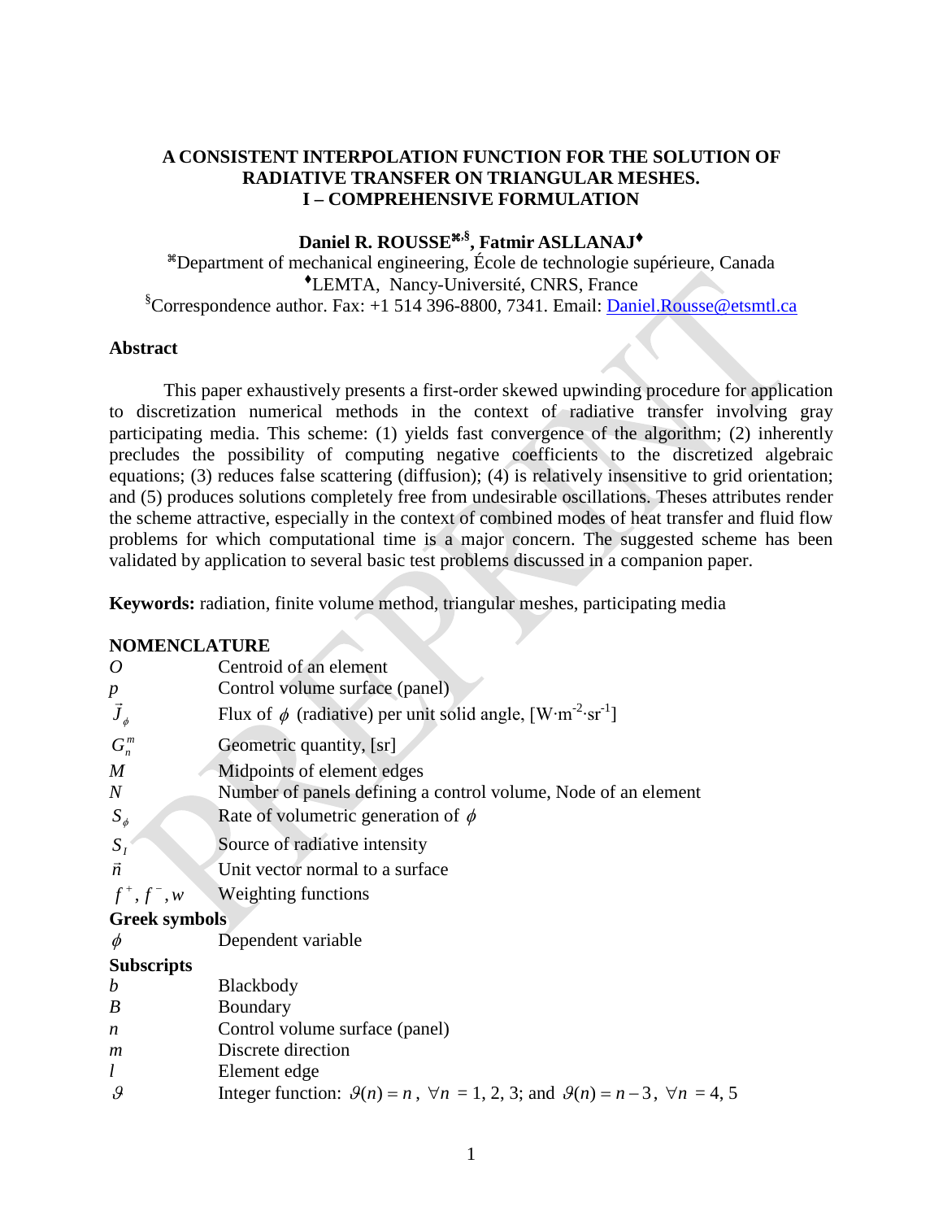# A CONSISTENT INTERPOLATION FUNCTION FOR THE SOLUTION OF RADIATIVE TRANSFER ON TRIANGULAR MESHES.
# I – COMPREHENSIVE FORMULATION

**Daniel R. ROUSSE[⌘,§], Fatmir ASLLANAJ[♦]**

[⌘]Department of mechanical engineering, École de technologie supérieure, Canada
[♦]LEMTA, Nancy-Université, CNRS, France
[§]Correspondence author. Fax: +1 514 396-8800, 7341. Email: Daniel.Rousse@etsmtl.ca

## Abstract

This paper exhaustively presents a first-order skewed upwinding procedure for application to discretization numerical methods in the context of radiative transfer involving gray participating media. This scheme: (1) yields fast convergence of the algorithm; (2) inherently precludes the possibility of computing negative coefficients to the discretized algebraic equations; (3) reduces false scattering (diffusion); (4) is relatively insensitive to grid orientation; and (5) produces solutions completely free from undesirable oscillations. Theses attributes render the scheme attractive, especially in the context of combined modes of heat transfer and fluid flow problems for which computational time is a major concern. The suggested scheme has been validated by application to several basic test problems discussed in a companion paper.

**Keywords:** radiation, finite volume method, triangular meshes, participating media

## NOMENCLATURE

| | |
|---|---|
| $O$ | Centroid of an element |
| $p$ | Control volume surface (panel) |
| $\vec{J}_{\phi}$ | Flux of $\phi$ (radiative) per unit solid angle, [W·m$^{-2}$·sr$^{-1}$] |
| $G_n^m$ | Geometric quantity, [sr] |
| $M$ | Midpoints of element edges |
| $N$ | Number of panels defining a control volume, Node of an element |
| $S_{\phi}$ | Rate of volumetric generation of $\phi$ |
| $S_I$ | Source of radiative intensity |
| $\vec{n}$ | Unit vector normal to a surface |
| $f^+, f^-, w$ | Weighting functions |

**Greek symbols**

| | |
|---|---|
| $\phi$ | Dependent variable |

**Subscripts**

| | |
|---|---|
| $b$ | Blackbody |
| $B$ | Boundary |
| $n$ | Control volume surface (panel) |
| $m$ | Discrete direction |
| $l$ | Element edge |
| $\vartheta$ | Integer function: $\vartheta(n) = n$, $\forall n$ = 1, 2, 3; and $\vartheta(n) = n - 3$, $\forall n$ = 4, 5 |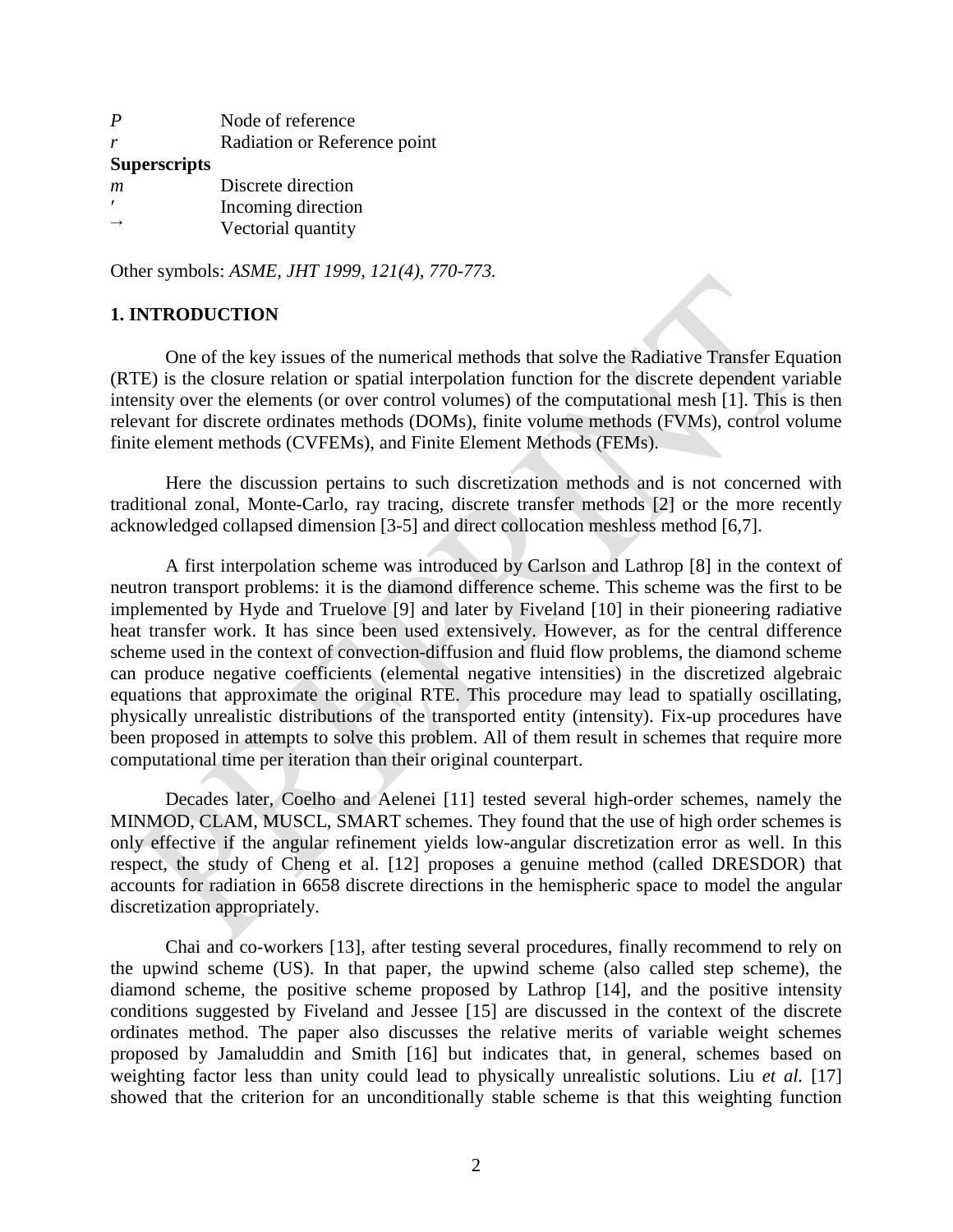| | |
|---|---|
| $P$ | Node of reference |
| $r$ | Radiation or Reference point |
| **Superscripts** | |
| $m$ | Discrete direction |
| $'$ | Incoming direction |
| $\rightarrow$ | Vectorial quantity |

Other symbols: *ASME, JHT 1999, 121(4), 770-773.*

## 1. INTRODUCTION

One of the key issues of the numerical methods that solve the Radiative Transfer Equation (RTE) is the closure relation or spatial interpolation function for the discrete dependent variable intensity over the elements (or over control volumes) of the computational mesh [1]. This is then relevant for discrete ordinates methods (DOMs), finite volume methods (FVMs), control volume finite element methods (CVFEMs), and Finite Element Methods (FEMs).

Here the discussion pertains to such discretization methods and is not concerned with traditional zonal, Monte-Carlo, ray tracing, discrete transfer methods [2] or the more recently acknowledged collapsed dimension [3-5] and direct collocation meshless method [6,7].

A first interpolation scheme was introduced by Carlson and Lathrop [8] in the context of neutron transport problems: it is the diamond difference scheme. This scheme was the first to be implemented by Hyde and Truelove [9] and later by Fiveland [10] in their pioneering radiative heat transfer work. It has since been used extensively. However, as for the central difference scheme used in the context of convection-diffusion and fluid flow problems, the diamond scheme can produce negative coefficients (elemental negative intensities) in the discretized algebraic equations that approximate the original RTE. This procedure may lead to spatially oscillating, physically unrealistic distributions of the transported entity (intensity). Fix-up procedures have been proposed in attempts to solve this problem. All of them result in schemes that require more computational time per iteration than their original counterpart.

Decades later, Coelho and Aelenei [11] tested several high-order schemes, namely the MINMOD, CLAM, MUSCL, SMART schemes. They found that the use of high order schemes is only effective if the angular refinement yields low-angular discretization error as well. In this respect, the study of Cheng et al. [12] proposes a genuine method (called DRESDOR) that accounts for radiation in 6658 discrete directions in the hemispheric space to model the angular discretization appropriately.

Chai and co-workers [13], after testing several procedures, finally recommend to rely on the upwind scheme (US). In that paper, the upwind scheme (also called step scheme), the diamond scheme, the positive scheme proposed by Lathrop [14], and the positive intensity conditions suggested by Fiveland and Jessee [15] are discussed in the context of the discrete ordinates method. The paper also discusses the relative merits of variable weight schemes proposed by Jamaluddin and Smith [16] but indicates that, in general, schemes based on weighting factor less than unity could lead to physically unrealistic solutions. Liu *et al.* [17] showed that the criterion for an unconditionally stable scheme is that this weighting function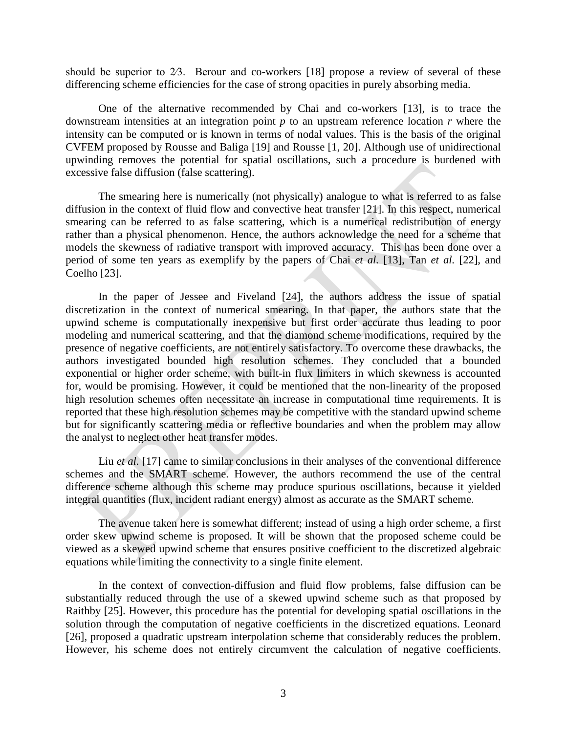should be superior to 2⁄3. Berour and co-workers [18] propose a review of several of these differencing scheme efficiencies for the case of strong opacities in purely absorbing media.

One of the alternative recommended by Chai and co-workers [13], is to trace the downstream intensities at an integration point $p$ to an upstream reference location $r$ where the intensity can be computed or is known in terms of nodal values. This is the basis of the original CVFEM proposed by Rousse and Baliga [19] and Rousse [1, 20]. Although use of unidirectional upwinding removes the potential for spatial oscillations, such a procedure is burdened with excessive false diffusion (false scattering).

The smearing here is numerically (not physically) analogue to what is referred to as false diffusion in the context of fluid flow and convective heat transfer [21]. In this respect, numerical smearing can be referred to as false scattering, which is a numerical redistribution of energy rather than a physical phenomenon. Hence, the authors acknowledge the need for a scheme that models the skewness of radiative transport with improved accuracy. This has been done over a period of some ten years as exemplify by the papers of Chai *et al.* [13], Tan *et al.* [22], and Coelho [23].

In the paper of Jessee and Fiveland [24], the authors address the issue of spatial discretization in the context of numerical smearing. In that paper, the authors state that the upwind scheme is computationally inexpensive but first order accurate thus leading to poor modeling and numerical scattering, and that the diamond scheme modifications, required by the presence of negative coefficients, are not entirely satisfactory. To overcome these drawbacks, the authors investigated bounded high resolution schemes. They concluded that a bounded exponential or higher order scheme, with built-in flux limiters in which skewness is accounted for, would be promising. However, it could be mentioned that the non-linearity of the proposed high resolution schemes often necessitate an increase in computational time requirements. It is reported that these high resolution schemes may be competitive with the standard upwind scheme but for significantly scattering media or reflective boundaries and when the problem may allow the analyst to neglect other heat transfer modes.

Liu *et al.* [17] came to similar conclusions in their analyses of the conventional difference schemes and the SMART scheme. However, the authors recommend the use of the central difference scheme although this scheme may produce spurious oscillations, because it yielded integral quantities (flux, incident radiant energy) almost as accurate as the SMART scheme.

The avenue taken here is somewhat different; instead of using a high order scheme, a first order skew upwind scheme is proposed. It will be shown that the proposed scheme could be viewed as a skewed upwind scheme that ensures positive coefficient to the discretized algebraic equations while limiting the connectivity to a single finite element.

In the context of convection-diffusion and fluid flow problems, false diffusion can be substantially reduced through the use of a skewed upwind scheme such as that proposed by Raithby [25]. However, this procedure has the potential for developing spatial oscillations in the solution through the computation of negative coefficients in the discretized equations. Leonard [26], proposed a quadratic upstream interpolation scheme that considerably reduces the problem. However, his scheme does not entirely circumvent the calculation of negative coefficients.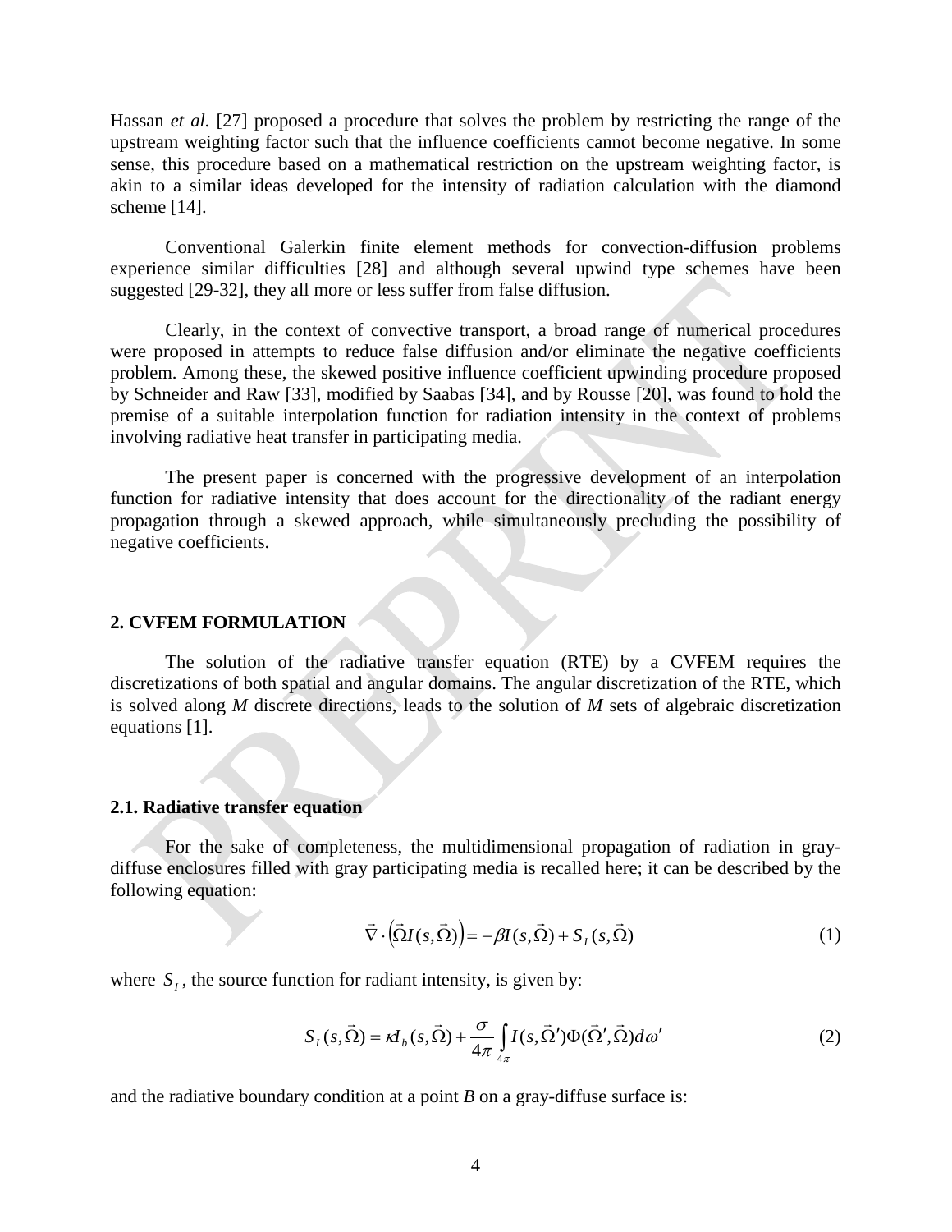Hassan *et al.* [27] proposed a procedure that solves the problem by restricting the range of the upstream weighting factor such that the influence coefficients cannot become negative. In some sense, this procedure based on a mathematical restriction on the upstream weighting factor, is akin to a similar ideas developed for the intensity of radiation calculation with the diamond scheme [14].

Conventional Galerkin finite element methods for convection-diffusion problems experience similar difficulties [28] and although several upwind type schemes have been suggested [29-32], they all more or less suffer from false diffusion.

Clearly, in the context of convective transport, a broad range of numerical procedures were proposed in attempts to reduce false diffusion and/or eliminate the negative coefficients problem. Among these, the skewed positive influence coefficient upwinding procedure proposed by Schneider and Raw [33], modified by Saabas [34], and by Rousse [20], was found to hold the premise of a suitable interpolation function for radiation intensity in the context of problems involving radiative heat transfer in participating media.

The present paper is concerned with the progressive development of an interpolation function for radiative intensity that does account for the directionality of the radiant energy propagation through a skewed approach, while simultaneously precluding the possibility of negative coefficients.

## 2. CVFEM FORMULATION

The solution of the radiative transfer equation (RTE) by a CVFEM requires the discretizations of both spatial and angular domains. The angular discretization of the RTE, which is solved along *M* discrete directions, leads to the solution of *M* sets of algebraic discretization equations [1].

### 2.1. Radiative transfer equation

For the sake of completeness, the multidimensional propagation of radiation in gray-diffuse enclosures filled with gray participating media is recalled here; it can be described by the following equation:

$$\vec{\nabla} \cdot \left( \vec{\Omega} I(s, \vec{\Omega}) \right) = -\beta I(s, \vec{\Omega}) + S_I(s, \vec{\Omega}) \tag{1}$$

where $S_I$, the source function for radiant intensity, is given by:

$$S_I(s, \vec{\Omega}) = \kappa I_b(s, \vec{\Omega}) + \frac{\sigma}{4\pi} \int_{4\pi} I(s, \vec{\Omega}') \Phi(\vec{\Omega}', \vec{\Omega}) d\omega' \tag{2}$$

and the radiative boundary condition at a point *B* on a gray-diffuse surface is: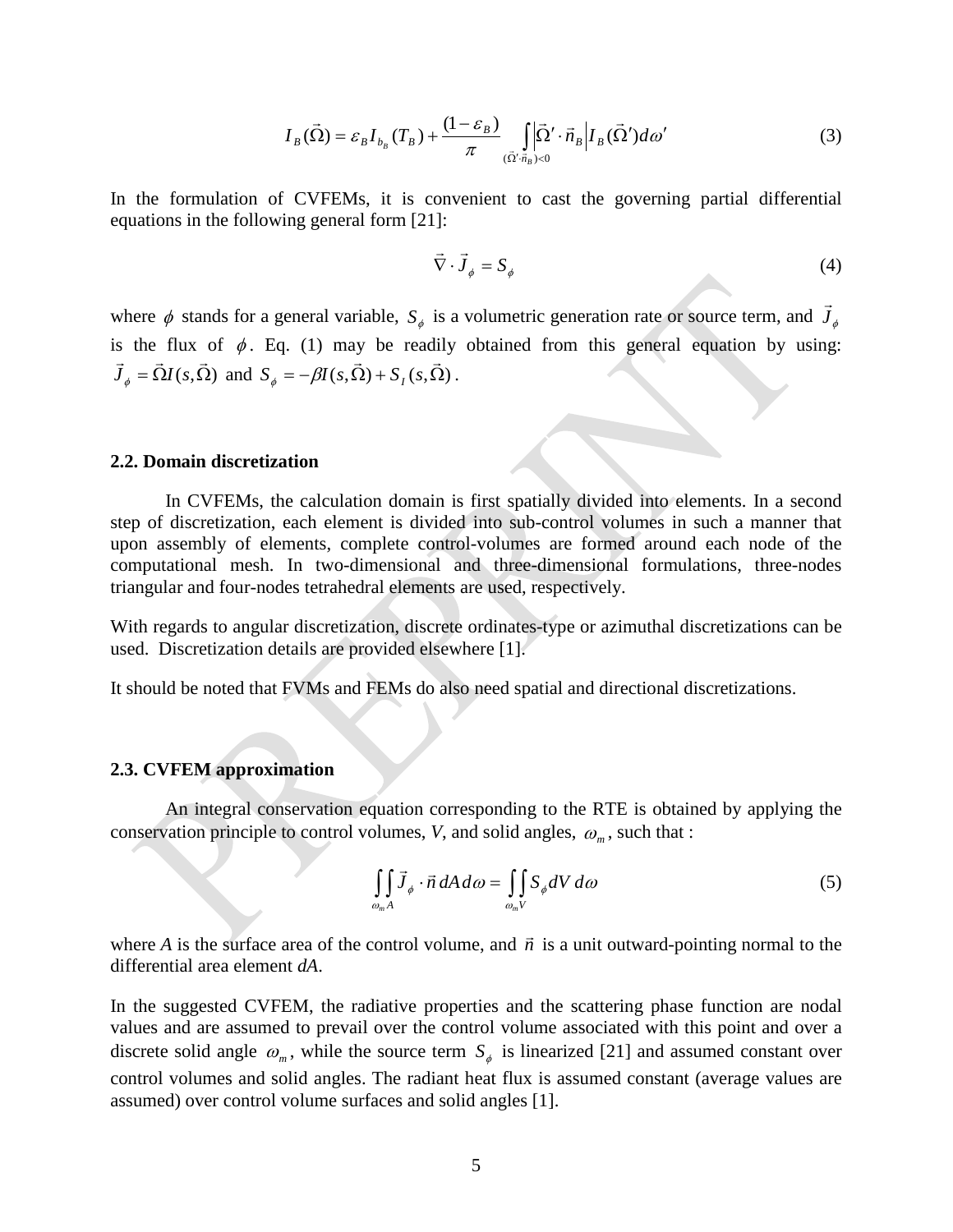$$I_B(\vec{\Omega}) = \varepsilon_B I_{b_B}(T_B) + \frac{(1-\varepsilon_B)}{\pi} \int_{(\vec{\Omega}'\cdot\vec{n}_B)<0} \left|\vec{\Omega}'\cdot\vec{n}_B\right| I_B(\vec{\Omega}')d\omega' \tag{3}$$

In the formulation of CVFEMs, it is convenient to cast the governing partial differential equations in the following general form [21]:

$$\vec{\nabla}\cdot\vec{J}_\phi = S_\phi \tag{4}$$

where $\phi$ stands for a general variable, $S_\phi$ is a volumetric generation rate or source term, and $\vec{J}_\phi$ is the flux of $\phi$. Eq. (1) may be readily obtained from this general equation by using: $\vec{J}_\phi = \vec{\Omega}I(s,\vec{\Omega})$ and $S_\phi = -\beta I(s,\vec{\Omega}) + S_I(s,\vec{\Omega})$ .

### 2.2. Domain discretization

In CVFEMs, the calculation domain is first spatially divided into elements. In a second step of discretization, each element is divided into sub-control volumes in such a manner that upon assembly of elements, complete control-volumes are formed around each node of the computational mesh. In two-dimensional and three-dimensional formulations, three-nodes triangular and four-nodes tetrahedral elements are used, respectively.

With regards to angular discretization, discrete ordinates-type or azimuthal discretizations can be used. Discretization details are provided elsewhere [1].

It should be noted that FVMs and FEMs do also need spatial and directional discretizations.

### 2.3. CVFEM approximation

An integral conservation equation corresponding to the RTE is obtained by applying the conservation principle to control volumes, *V*, and solid angles, $\omega_m$, such that :

$$\int_{\omega_m}\int_{A} \vec{J}_\phi \cdot \vec{n}\, dA\, d\omega = \int_{\omega_m}\int_{V} S_\phi dV\, d\omega \tag{5}$$

where *A* is the surface area of the control volume, and $\vec{n}$ is a unit outward-pointing normal to the differential area element *dA*.

In the suggested CVFEM, the radiative properties and the scattering phase function are nodal values and are assumed to prevail over the control volume associated with this point and over a discrete solid angle $\omega_m$, while the source term $S_\phi$ is linearized [21] and assumed constant over control volumes and solid angles. The radiant heat flux is assumed constant (average values are assumed) over control volume surfaces and solid angles [1].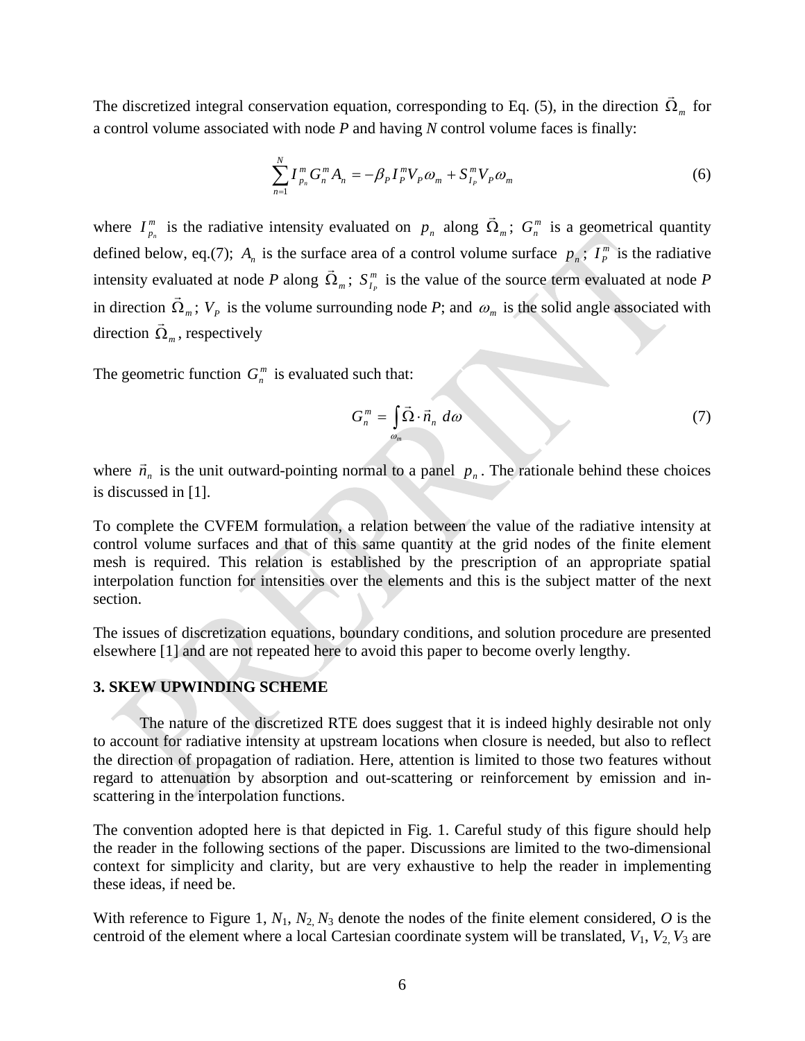The discretized integral conservation equation, corresponding to Eq. (5), in the direction $\vec{\Omega}_m$ for a control volume associated with node *P* and having *N* control volume faces is finally:

$$\sum_{n=1}^{N} I_{p_n}^m G_n^m A_n = -\beta_P I_P^m V_P \omega_m + S_{I_P}^m V_P \omega_m \tag{6}$$

where $I_{p_n}^m$ is the radiative intensity evaluated on $p_n$ along $\vec{\Omega}_m$; $G_n^m$ is a geometrical quantity defined below, eq.(7); $A_n$ is the surface area of a control volume surface $p_n$; $I_P^m$ is the radiative intensity evaluated at node *P* along $\vec{\Omega}_m$; $S_{I_P}^m$ is the value of the source term evaluated at node *P* in direction $\vec{\Omega}_m$; $V_P$ is the volume surrounding node *P*; and $\omega_m$ is the solid angle associated with direction $\vec{\Omega}_m$, respectively

The geometric function $G_n^m$ is evaluated such that:

$$G_n^m = \int_{\omega_m} \vec{\Omega} \cdot \vec{n}_n \, d\omega \tag{7}$$

where $\vec{n}_n$ is the unit outward-pointing normal to a panel $p_n$. The rationale behind these choices is discussed in [1].

To complete the CVFEM formulation, a relation between the value of the radiative intensity at control volume surfaces and that of this same quantity at the grid nodes of the finite element mesh is required. This relation is established by the prescription of an appropriate spatial interpolation function for intensities over the elements and this is the subject matter of the next section.

The issues of discretization equations, boundary conditions, and solution procedure are presented elsewhere [1] and are not repeated here to avoid this paper to become overly lengthy.

### 3. SKEW UPWINDING SCHEME

The nature of the discretized RTE does suggest that it is indeed highly desirable not only to account for radiative intensity at upstream locations when closure is needed, but also to reflect the direction of propagation of radiation. Here, attention is limited to those two features without regard to attenuation by absorption and out-scattering or reinforcement by emission and in-scattering in the interpolation functions.

The convention adopted here is that depicted in Fig. 1. Careful study of this figure should help the reader in the following sections of the paper. Discussions are limited to the two-dimensional context for simplicity and clarity, but are very exhaustive to help the reader in implementing these ideas, if need be.

With reference to Figure 1, $N_1$, $N_2$, $N_3$ denote the nodes of the finite element considered, *O* is the centroid of the element where a local Cartesian coordinate system will be translated, $V_1$, $V_2$, $V_3$ are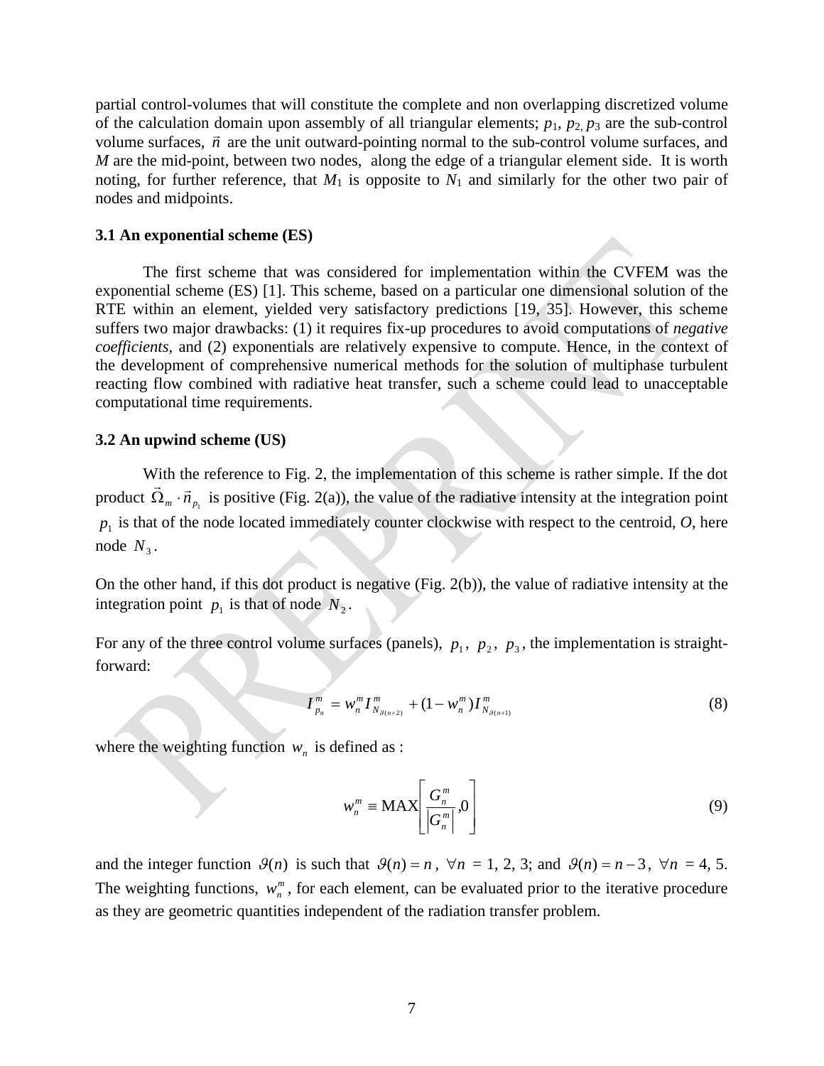partial control-volumes that will constitute the complete and non overlapping discretized volume of the calculation domain upon assembly of all triangular elements; $p_1$, $p_2$, $p_3$ are the sub-control volume surfaces, $\vec{n}$ are the unit outward-pointing normal to the sub-control volume surfaces, and $M$ are the mid-point, between two nodes, along the edge of a triangular element side. It is worth noting, for further reference, that $M_1$ is opposite to $N_1$ and similarly for the other two pair of nodes and midpoints.

### 3.1 An exponential scheme (ES)

The first scheme that was considered for implementation within the CVFEM was the exponential scheme (ES) [1]. This scheme, based on a particular one dimensional solution of the RTE within an element, yielded very satisfactory predictions [19, 35]. However, this scheme suffers two major drawbacks: (1) it requires fix-up procedures to avoid computations of *negative coefficients*, and (2) exponentials are relatively expensive to compute. Hence, in the context of the development of comprehensive numerical methods for the solution of multiphase turbulent reacting flow combined with radiative heat transfer, such a scheme could lead to unacceptable computational time requirements.

### 3.2 An upwind scheme (US)

With the reference to Fig. 2, the implementation of this scheme is rather simple. If the dot product $\vec{\Omega}_m \cdot \vec{n}_{p_1}$ is positive (Fig. 2(a)), the value of the radiative intensity at the integration point $p_1$ is that of the node located immediately counter clockwise with respect to the centroid, $O$, here node $N_3$.

On the other hand, if this dot product is negative (Fig. 2(b)), the value of radiative intensity at the integration point $p_1$ is that of node $N_2$.

For any of the three control volume surfaces (panels), $p_1$, $p_2$, $p_3$, the implementation is straight-forward:

$$I_{p_n}^m = w_n^m I_{N_{\vartheta(n+2)}}^m + (1 - w_n^m) I_{N_{\vartheta(n+1)}}^m \tag{8}$$

where the weighting function $w_n$ is defined as :

$$w_n^m \equiv \text{MAX}\left[\frac{G_n^m}{\left|G_n^m\right|}, 0\right] \tag{9}$$

and the integer function $\vartheta(n)$ is such that $\vartheta(n) = n$, $\forall n$ = 1, 2, 3; and $\vartheta(n) = n - 3$, $\forall n$ = 4, 5. The weighting functions, $w_n^m$, for each element, can be evaluated prior to the iterative procedure as they are geometric quantities independent of the radiation transfer problem.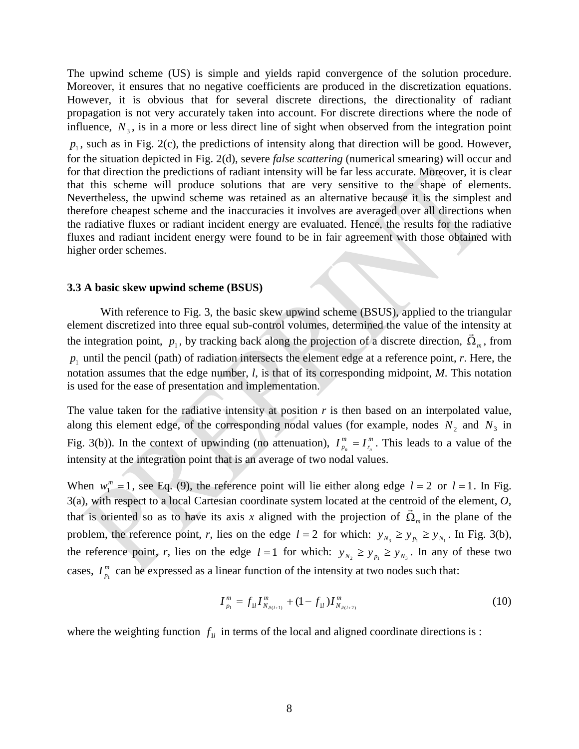The upwind scheme (US) is simple and yields rapid convergence of the solution procedure. Moreover, it ensures that no negative coefficients are produced in the discretization equations. However, it is obvious that for several discrete directions, the directionality of radiant propagation is not very accurately taken into account. For discrete directions where the node of influence, $N_3$, is in a more or less direct line of sight when observed from the integration point $p_1$, such as in Fig. 2(c), the predictions of intensity along that direction will be good. However, for the situation depicted in Fig. 2(d), severe *false scattering* (numerical smearing) will occur and for that direction the predictions of radiant intensity will be far less accurate. Moreover, it is clear that this scheme will produce solutions that are very sensitive to the shape of elements. Nevertheless, the upwind scheme was retained as an alternative because it is the simplest and therefore cheapest scheme and the inaccuracies it involves are averaged over all directions when the radiative fluxes or radiant incident energy are evaluated. Hence, the results for the radiative fluxes and radiant incident energy were found to be in fair agreement with those obtained with higher order schemes.

### 3.3 A basic skew upwind scheme (BSUS)

With reference to Fig. 3, the basic skew upwind scheme (BSUS), applied to the triangular element discretized into three equal sub-control volumes, determined the value of the intensity at the integration point, $p_1$, by tracking back along the projection of a discrete direction, $\vec{\Omega}_m$, from $p_1$ until the pencil (path) of radiation intersects the element edge at a reference point, *r*. Here, the notation assumes that the edge number, *l*, is that of its corresponding midpoint, *M*. This notation is used for the ease of presentation and implementation.

The value taken for the radiative intensity at position *r* is then based on an interpolated value, along this element edge, of the corresponding nodal values (for example, nodes $N_2$ and $N_3$ in Fig. 3(b)). In the context of upwinding (no attenuation), $I^m_{p_n} = I^m_{r_n}$. This leads to a value of the intensity at the integration point that is an average of two nodal values.

When $w^m_1 = 1$, see Eq. (9), the reference point will lie either along edge $l = 2$ or $l = 1$. In Fig. 3(a), with respect to a local Cartesian coordinate system located at the centroid of the element, *O*, that is oriented so as to have its axis *x* aligned with the projection of $\vec{\Omega}_m$ in the plane of the problem, the reference point, *r*, lies on the edge $l = 2$ for which: $y_{N_3} \geq y_{p_1} \geq y_{N_1}$. In Fig. 3(b), the reference point, *r*, lies on the edge $l = 1$ for which: $y_{N_2} \geq y_{p_1} \geq y_{N_3}$. In any of these two cases, $I^m_{p_1}$ can be expressed as a linear function of the intensity at two nodes such that:

$$I^m_{p_1} = f_{1l} I^m_{N_{\vartheta(l+1)}} + (1 - f_{1l}) I^m_{N_{\vartheta(l+2)}} \tag{10}$$

where the weighting function $f_{1l}$ in terms of the local and aligned coordinate directions is :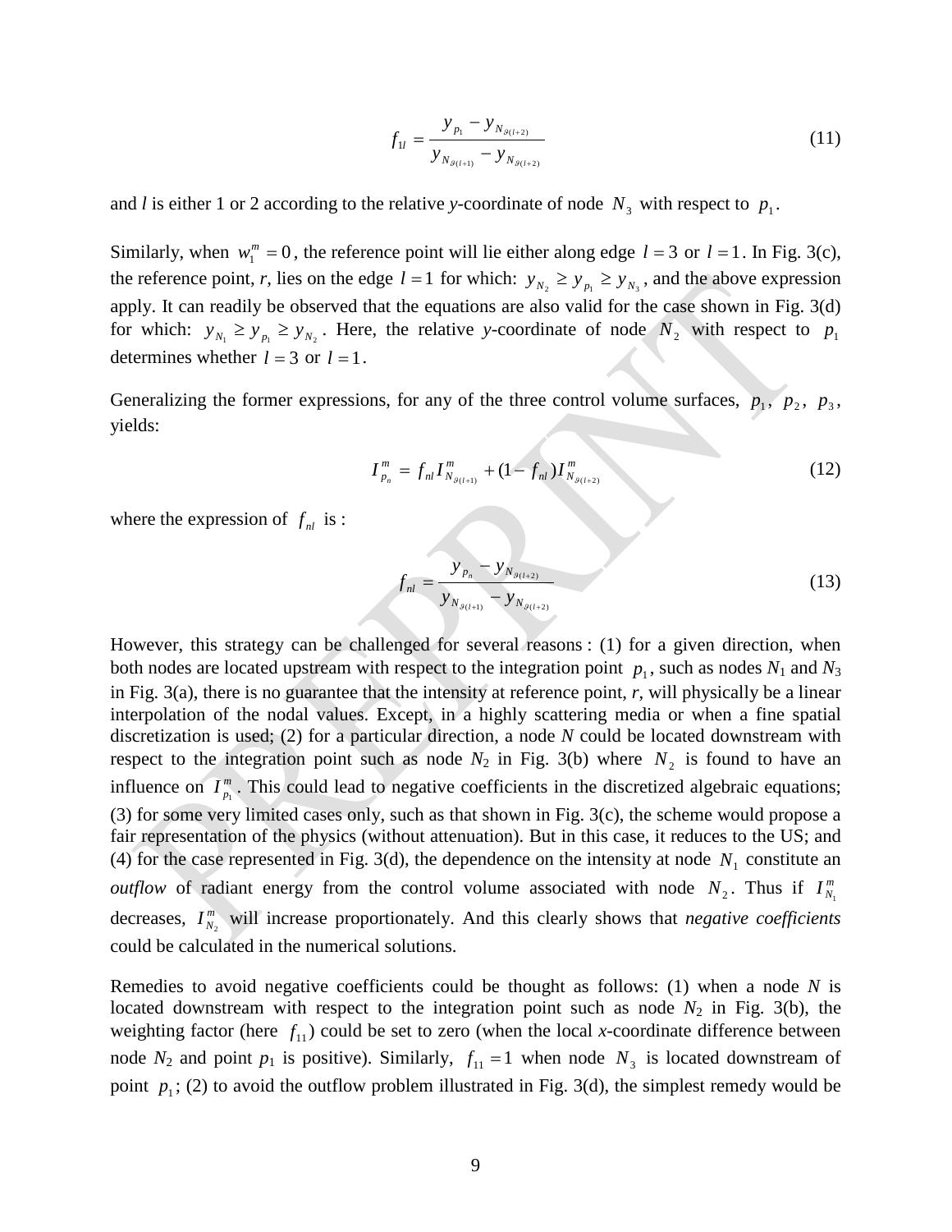$$f_{1l} = \frac{y_{p_1} - y_{N_{\vartheta(l+2)}}}{y_{N_{\vartheta(l+1)}} - y_{N_{\vartheta(l+2)}}} \tag{11}$$

and $l$ is either 1 or 2 according to the relative $y$-coordinate of node $N_3$ with respect to $p_1$.

Similarly, when $w_1^m = 0$, the reference point will lie either along edge $l = 3$ or $l = 1$. In Fig. 3(c), the reference point, $r$, lies on the edge $l = 1$ for which: $y_{N_2} \geq y_{p_1} \geq y_{N_3}$, and the above expression apply. It can readily be observed that the equations are also valid for the case shown in Fig. 3(d) for which: $y_{N_1} \geq y_{p_1} \geq y_{N_2}$. Here, the relative $y$-coordinate of node $N_2$ with respect to $p_1$ determines whether $l = 3$ or $l = 1$.

Generalizing the former expressions, for any of the three control volume surfaces, $p_1$, $p_2$, $p_3$, yields:

$$I_{p_n}^m = f_{nl} I_{N_{\vartheta(l+1)}}^m + (1 - f_{nl}) I_{N_{\vartheta(l+2)}}^m \tag{12}$$

where the expression of $f_{nl}$ is :

$$f_{nl} = \frac{y_{p_n} - y_{N_{\vartheta(l+2)}}}{y_{N_{\vartheta(l+1)}} - y_{N_{\vartheta(l+2)}}} \tag{13}$$

However, this strategy can be challenged for several reasons : (1) for a given direction, when both nodes are located upstream with respect to the integration point $p_1$, such as nodes $N_1$ and $N_3$ in Fig. 3(a), there is no guarantee that the intensity at reference point, $r$, will physically be a linear interpolation of the nodal values. Except, in a highly scattering media or when a fine spatial discretization is used; (2) for a particular direction, a node $N$ could be located downstream with respect to the integration point such as node $N_2$ in Fig. 3(b) where $N_2$ is found to have an influence on $I_{p_1}^m$. This could lead to negative coefficients in the discretized algebraic equations; (3) for some very limited cases only, such as that shown in Fig. 3(c), the scheme would propose a fair representation of the physics (without attenuation). But in this case, it reduces to the US; and (4) for the case represented in Fig. 3(d), the dependence on the intensity at node $N_1$ constitute an *outflow* of radiant energy from the control volume associated with node $N_2$. Thus if $I_{N_1}^m$ decreases, $I_{N_2}^m$ will increase proportionately. And this clearly shows that *negative coefficients* could be calculated in the numerical solutions.

Remedies to avoid negative coefficients could be thought as follows: (1) when a node $N$ is located downstream with respect to the integration point such as node $N_2$ in Fig. 3(b), the weighting factor (here $f_{11}$) could be set to zero (when the local $x$-coordinate difference between node $N_2$ and point $p_1$ is positive). Similarly, $f_{11} = 1$ when node $N_3$ is located downstream of point $p_1$; (2) to avoid the outflow problem illustrated in Fig. 3(d), the simplest remedy would be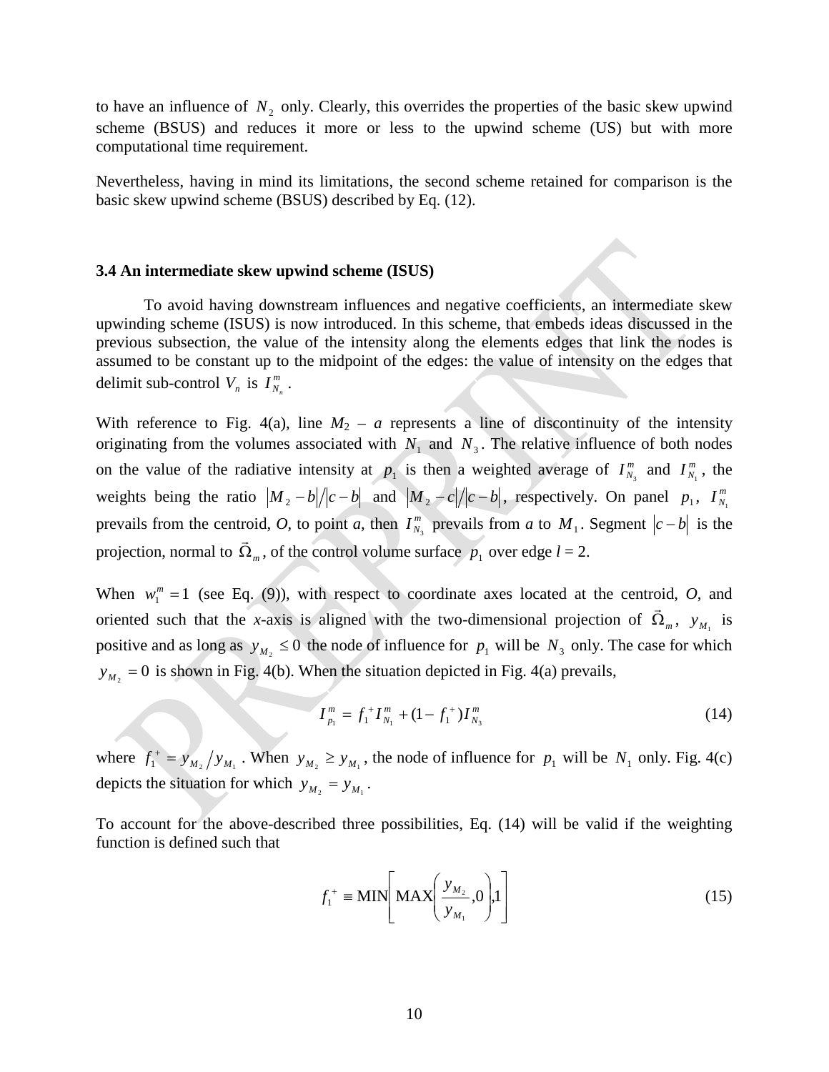to have an influence of $N_2$ only. Clearly, this overrides the properties of the basic skew upwind scheme (BSUS) and reduces it more or less to the upwind scheme (US) but with more computational time requirement.

Nevertheless, having in mind its limitations, the second scheme retained for comparison is the basic skew upwind scheme (BSUS) described by Eq. (12).

### 3.4 An intermediate skew upwind scheme (ISUS)

To avoid having downstream influences and negative coefficients, an intermediate skew upwinding scheme (ISUS) is now introduced. In this scheme, that embeds ideas discussed in the previous subsection, the value of the intensity along the elements edges that link the nodes is assumed to be constant up to the midpoint of the edges: the value of intensity on the edges that delimit sub-control $V_n$ is $I^m_{N_n}$.

With reference to Fig. 4(a), line $M_2$ – $a$ represents a line of discontinuity of the intensity originating from the volumes associated with $N_1$ and $N_3$. The relative influence of both nodes on the value of the radiative intensity at $p_1$ is then a weighted average of $I^m_{N_3}$ and $I^m_{N_1}$, the weights being the ratio $|M_2 - b|/|c-b|$ and $|M_2 - c|/|c-b|$, respectively. On panel $p_1$, $I^m_{N_1}$ prevails from the centroid, *O*, to point *a*, then $I^m_{N_3}$ prevails from *a* to $M_1$. Segment $|c-b|$ is the projection, normal to $\vec{\Omega}_m$, of the control volume surface $p_1$ over edge $l = 2$.

When $w^m_1 = 1$ (see Eq. (9)), with respect to coordinate axes located at the centroid, *O*, and oriented such that the *x*-axis is aligned with the two-dimensional projection of $\vec{\Omega}_m$, $y_{M_1}$ is positive and as long as $y_{M_2} \le 0$ the node of influence for $p_1$ will be $N_3$ only. The case for which $y_{M_2} = 0$ is shown in Fig. 4(b). When the situation depicted in Fig. 4(a) prevails,

$$I^m_{p_1} = f_1^+ I^m_{N_1} + (1 - f_1^+) I^m_{N_3} \tag{14}$$

where $f_1^+ = y_{M_2}/y_{M_1}$. When $y_{M_2} \ge y_{M_1}$, the node of influence for $p_1$ will be $N_1$ only. Fig. 4(c) depicts the situation for which $y_{M_2} = y_{M_1}$.

To account for the above-described three possibilities, Eq. (14) will be valid if the weighting function is defined such that

$$f_1^+ \equiv \text{MIN}\left[\text{MAX}\left(\frac{y_{M_2}}{y_{M_1}}, 0\right), 1\right] \tag{15}$$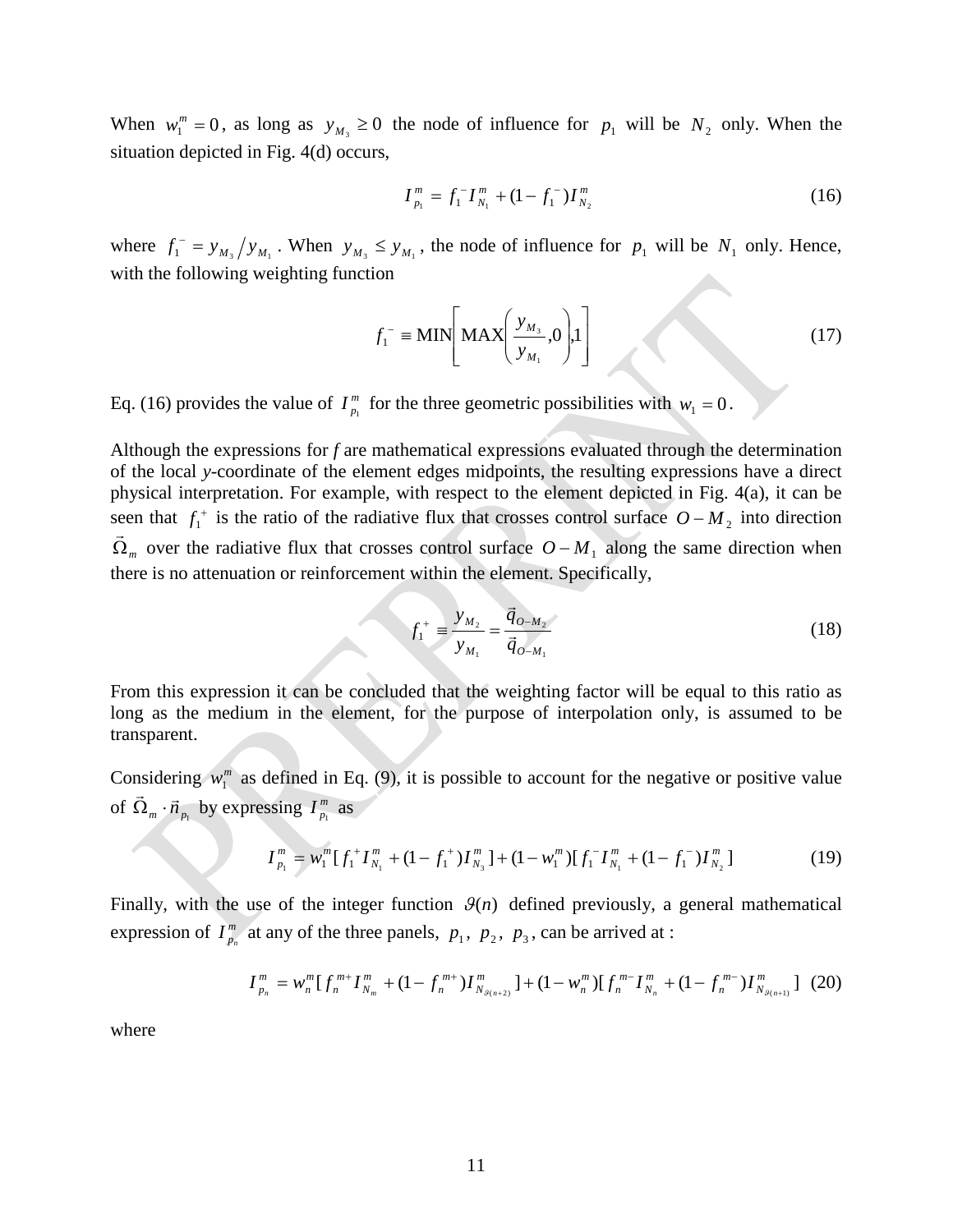When $w_1^m = 0$, as long as $y_{M_3} \geq 0$ the node of influence for $p_1$ will be $N_2$ only. When the situation depicted in Fig. 4(d) occurs,

$$I_{p_1}^m = f_1^- I_{N_1}^m + (1 - f_1^-) I_{N_2}^m \tag{16}$$

where $f_1^- = y_{M_3} / y_{M_1}$. When $y_{M_3} \leq y_{M_1}$, the node of influence for $p_1$ will be $N_1$ only. Hence, with the following weighting function

$$f_1^- \equiv \text{MIN}\left[\text{MAX}\left(\frac{y_{M_3}}{y_{M_1}}, 0\right), 1\right] \tag{17}$$

Eq. (16) provides the value of $I_{p_1}^m$ for the three geometric possibilities with $w_1 = 0$.

Although the expressions for *f* are mathematical expressions evaluated through the determination of the local *y*-coordinate of the element edges midpoints, the resulting expressions have a direct physical interpretation. For example, with respect to the element depicted in Fig. 4(a), it can be seen that $f_1^+$ is the ratio of the radiative flux that crosses control surface $O - M_2$ into direction $\vec{\Omega}_m$ over the radiative flux that crosses control surface $O - M_1$ along the same direction when there is no attenuation or reinforcement within the element. Specifically,

$$f_1^+ \equiv \frac{y_{M_2}}{y_{M_1}} = \frac{\vec{q}_{O-M_2}}{\vec{q}_{O-M_1}} \tag{18}$$

From this expression it can be concluded that the weighting factor will be equal to this ratio as long as the medium in the element, for the purpose of interpolation only, is assumed to be transparent.

Considering $w_1^m$ as defined in Eq. (9), it is possible to account for the negative or positive value of $\vec{\Omega}_m \cdot \vec{n}_{p_1}$ by expressing $I_{p_1}^m$ as

$$I_{p_1}^m = w_1^m [f_1^+ I_{N_1}^m + (1 - f_1^+) I_{N_3}^m] + (1 - w_1^m)[f_1^- I_{N_1}^m + (1 - f_1^-) I_{N_2}^m] \tag{19}$$

Finally, with the use of the integer function $\vartheta(n)$ defined previously, a general mathematical expression of $I_{p_n}^m$ at any of the three panels, $p_1$, $p_2$, $p_3$, can be arrived at :

$$I_{p_n}^m = w_n^m [f_n^{m+} I_{N_m}^m + (1 - f_n^{m+}) I_{N_{\vartheta(n+2)}}^m] + (1 - w_n^m)[f_n^{m-} I_{N_n}^m + (1 - f_n^{m-}) I_{N_{\vartheta(n+1)}}^m] \tag{20}$$

where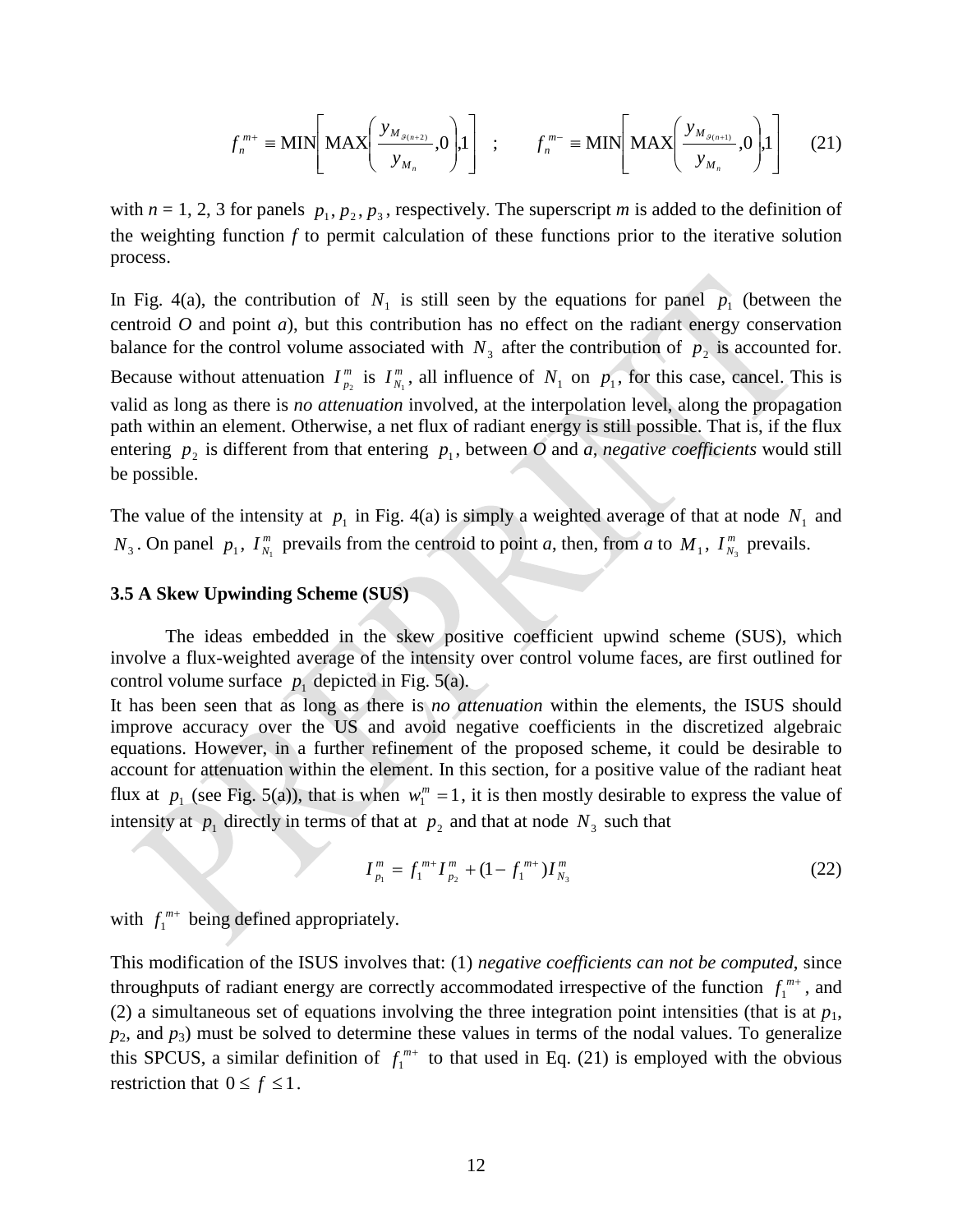$$f_n^{m+} \equiv \text{MIN}\left[\text{MAX}\left(\frac{y_{M_{\vartheta(n+2)}}}{y_{M_n}},0\right),1\right] \quad ; \qquad f_n^{m-} \equiv \text{MIN}\left[\text{MAX}\left(\frac{y_{M_{\vartheta(n+1)}}}{y_{M_n}},0\right),1\right] \qquad (21)$$

with $n$ = 1, 2, 3 for panels $p_1, p_2, p_3$, respectively. The superscript $m$ is added to the definition of the weighting function $f$ to permit calculation of these functions prior to the iterative solution process.

In Fig. 4(a), the contribution of $N_1$ is still seen by the equations for panel $p_1$ (between the centroid $O$ and point $a$), but this contribution has no effect on the radiant energy conservation balance for the control volume associated with $N_3$ after the contribution of $p_2$ is accounted for. Because without attenuation $I_{p_2}^m$ is $I_{N_1}^m$, all influence of $N_1$ on $p_1$, for this case, cancel. This is valid as long as there is *no attenuation* involved, at the interpolation level, along the propagation path within an element. Otherwise, a net flux of radiant energy is still possible. That is, if the flux entering $p_2$ is different from that entering $p_1$, between $O$ and $a$, *negative coefficients* would still be possible.

The value of the intensity at $p_1$ in Fig. 4(a) is simply a weighted average of that at node $N_1$ and $N_3$. On panel $p_1$, $I_{N_1}^m$ prevails from the centroid to point $a$, then, from $a$ to $M_1$, $I_{N_3}^m$ prevails.

### 3.5 A Skew Upwinding Scheme (SUS)

The ideas embedded in the skew positive coefficient upwind scheme (SUS), which involve a flux-weighted average of the intensity over control volume faces, are first outlined for control volume surface $p_1$ depicted in Fig. 5(a).

It has been seen that as long as there is *no attenuation* within the elements, the ISUS should improve accuracy over the US and avoid negative coefficients in the discretized algebraic equations. However, in a further refinement of the proposed scheme, it could be desirable to account for attenuation within the element. In this section, for a positive value of the radiant heat flux at $p_1$ (see Fig. 5(a)), that is when $w_1^m = 1$, it is then mostly desirable to express the value of intensity at $p_1$ directly in terms of that at $p_2$ and that at node $N_3$ such that

$$I_{p_1}^m = f_1^{m+} I_{p_2}^m + (1 - f_1^{m+}) I_{N_3}^m \qquad (22)$$

with $f_1^{m+}$ being defined appropriately.

This modification of the ISUS involves that: (1) *negative coefficients can not be computed*, since throughputs of radiant energy are correctly accommodated irrespective of the function $f_1^{m+}$, and (2) a simultaneous set of equations involving the three integration point intensities (that is at $p_1$, $p_2$, and $p_3$) must be solved to determine these values in terms of the nodal values. To generalize this SPCUS, a similar definition of $f_1^{m+}$ to that used in Eq. (21) is employed with the obvious restriction that $0 \le f \le 1$.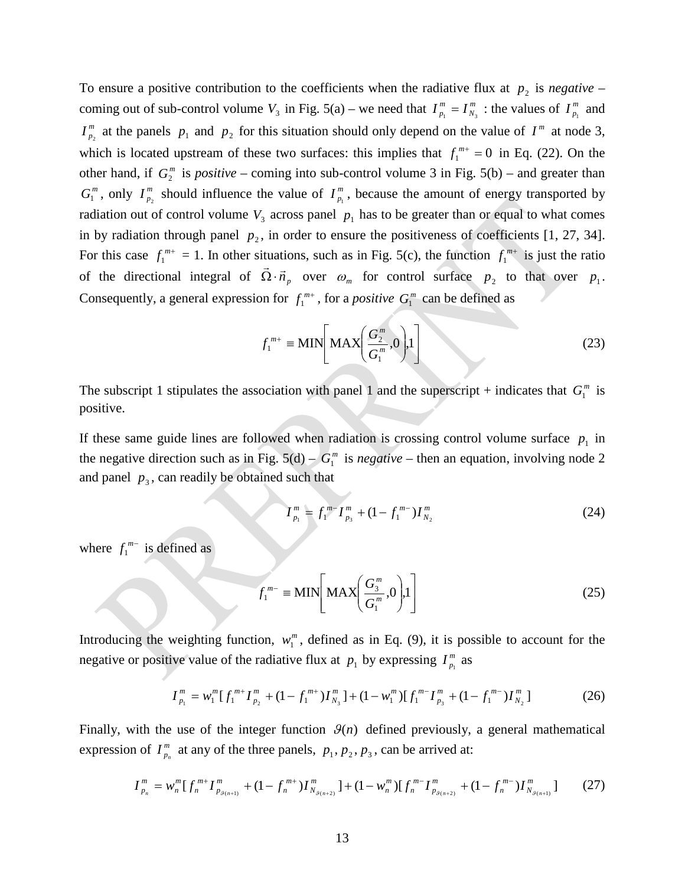To ensure a positive contribution to the coefficients when the radiative flux at $p_2$ is *negative* – coming out of sub-control volume $V_3$ in Fig. 5(a) – we need that $I_{p_1}^m = I_{N_3}^m$ : the values of $I_{p_1}^m$ and $I_{p_2}^m$ at the panels $p_1$ and $p_2$ for this situation should only depend on the value of $I^m$ at node 3, which is located upstream of these two surfaces: this implies that $f_1^{m+} = 0$ in Eq. (22). On the other hand, if $G_2^m$ is *positive* – coming into sub-control volume 3 in Fig. 5(b) – and greater than $G_1^m$, only $I_{p_2}^m$ should influence the value of $I_{p_1}^m$, because the amount of energy transported by radiation out of control volume $V_3$ across panel $p_1$ has to be greater than or equal to what comes in by radiation through panel $p_2$, in order to ensure the positiveness of coefficients [1, 27, 34]. For this case $f_1^{m+}$ = 1. In other situations, such as in Fig. 5(c), the function $f_1^{m+}$ is just the ratio of the directional integral of $\vec{\Omega} \cdot \vec{n}_p$ over $\omega_m$ for control surface $p_2$ to that over $p_1$. Consequently, a general expression for $f_1^{m+}$, for a *positive* $G_1^m$ can be defined as

$$f_1^{m+} \equiv \text{MIN}\left[\text{MAX}\left(\frac{G_2^m}{G_1^m}, 0\right), 1\right] \tag{23}$$

The subscript 1 stipulates the association with panel 1 and the superscript + indicates that $G_1^m$ is positive.

If these same guide lines are followed when radiation is crossing control volume surface $p_1$ in the negative direction such as in Fig. 5(d) – $G_1^m$ is *negative* – then an equation, involving node 2 and panel $p_3$, can readily be obtained such that

$$I_{p_1}^m = f_1^{m-} I_{p_3}^m + (1 - f_1^{m-}) I_{N_2}^m \tag{24}$$

where $f_1^{m-}$ is defined as

$$f_1^{m-} \equiv \text{MIN}\left[\text{MAX}\left(\frac{G_3^m}{G_1^m}, 0\right), 1\right] \tag{25}$$

Introducing the weighting function, $w_1^m$, defined as in Eq. (9), it is possible to account for the negative or positive value of the radiative flux at $p_1$ by expressing $I_{p_1}^m$ as

$$I_{p_1}^m = w_1^m [\, f_1^{m+} I_{p_2}^m + (1 - f_1^{m+}) I_{N_3}^m \,] + (1 - w_1^m)[\, f_1^{m-} I_{p_3}^m + (1 - f_1^{m-}) I_{N_2}^m \,] \tag{26}$$

Finally, with the use of the integer function $\vartheta(n)$ defined previously, a general mathematical expression of $I_{p_n}^m$ at any of the three panels, $p_1, p_2, p_3$, can be arrived at:

$$I_{p_n}^m = w_n^m [\, f_n^{m+} I_{p_{\vartheta(n+1)}}^m + (1 - f_n^{m+}) I_{N_{\vartheta(n+2)}}^m \,] + (1 - w_n^m)[\, f_n^{m-} I_{p_{\vartheta(n+2)}}^m + (1 - f_n^{m-}) I_{N_{\vartheta(n+1)}}^m \,] \tag{27}$$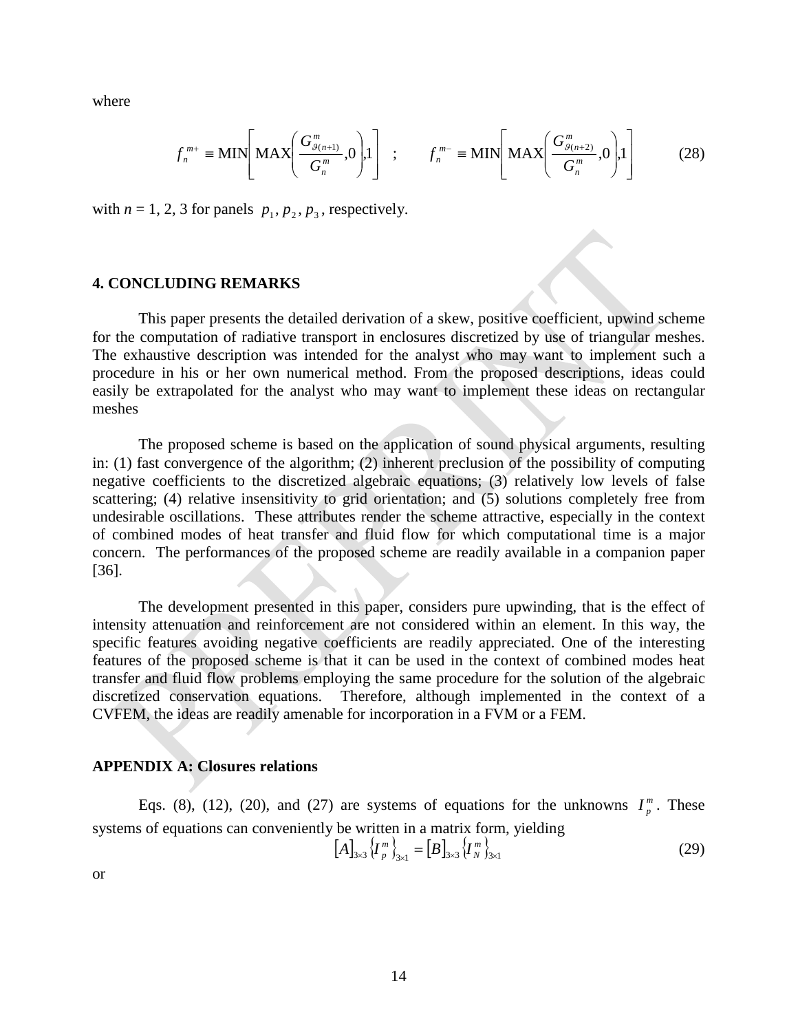where

$$f_n^{m+} \equiv \mathrm{MIN}\left[\mathrm{MAX}\left(\frac{G_{\vartheta(n+1)}^m}{G_n^m},0\right),1\right] \quad ; \qquad f_n^{m-} \equiv \mathrm{MIN}\left[\mathrm{MAX}\left(\frac{G_{\vartheta(n+2)}^m}{G_n^m},0\right),1\right] \tag{28}$$

with $n$ = 1, 2, 3 for panels $p_1, p_2, p_3$, respectively.

## 4. CONCLUDING REMARKS

This paper presents the detailed derivation of a skew, positive coefficient, upwind scheme for the computation of radiative transport in enclosures discretized by use of triangular meshes. The exhaustive description was intended for the analyst who may want to implement such a procedure in his or her own numerical method. From the proposed descriptions, ideas could easily be extrapolated for the analyst who may want to implement these ideas on rectangular meshes

The proposed scheme is based on the application of sound physical arguments, resulting in: (1) fast convergence of the algorithm; (2) inherent preclusion of the possibility of computing negative coefficients to the discretized algebraic equations; (3) relatively low levels of false scattering; (4) relative insensitivity to grid orientation; and (5) solutions completely free from undesirable oscillations. These attributes render the scheme attractive, especially in the context of combined modes of heat transfer and fluid flow for which computational time is a major concern. The performances of the proposed scheme are readily available in a companion paper [36].

The development presented in this paper, considers pure upwinding, that is the effect of intensity attenuation and reinforcement are not considered within an element. In this way, the specific features avoiding negative coefficients are readily appreciated. One of the interesting features of the proposed scheme is that it can be used in the context of combined modes heat transfer and fluid flow problems employing the same procedure for the solution of the algebraic discretized conservation equations. Therefore, although implemented in the context of a CVFEM, the ideas are readily amenable for incorporation in a FVM or a FEM.

## APPENDIX A: Closures relations

Eqs. (8), (12), (20), and (27) are systems of equations for the unknowns $I_p^m$. These systems of equations can conveniently be written in a matrix form, yielding

$$[A]_{3\times3}\left\{I_p^m\right\}_{3\times1} = [B]_{3\times3}\left\{I_N^m\right\}_{3\times1} \tag{29}$$

or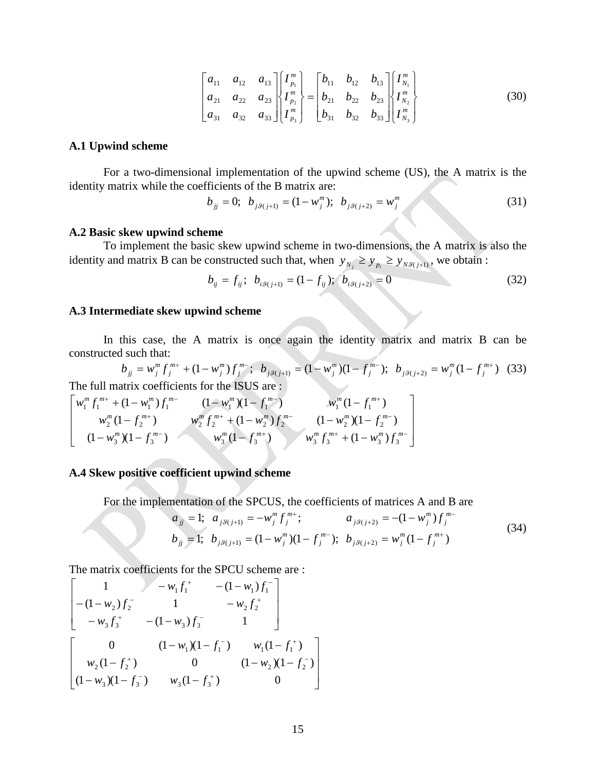$$\begin{bmatrix} a_{11} & a_{12} & a_{13} \\ a_{21} & a_{22} & a_{23} \\ a_{31} & a_{32} & a_{33} \end{bmatrix} \begin{Bmatrix} I_{P_1}^m \\ I_{P_2}^m \\ I_{P_3}^m \end{Bmatrix} = \begin{bmatrix} b_{11} & b_{12} & b_{13} \\ b_{21} & b_{22} & b_{23} \\ b_{31} & b_{32} & b_{33} \end{bmatrix} \begin{Bmatrix} I_{N_1}^m \\ I_{N_2}^m \\ I_{N_3}^m \end{Bmatrix} \tag{30}$$

### A.1 Upwind scheme

For a two-dimensional implementation of the upwind scheme (US), the A matrix is the identity matrix while the coefficients of the B matrix are:

$$b_{jj} = 0;\;\; b_{j\vartheta(j+1)} = (1 - w_j^m);\;\; b_{j\vartheta(j+2)} = w_j^m \tag{31}$$

### A.2 Basic skew upwind scheme

To implement the basic skew upwind scheme in two-dimensions, the A matrix is also the identity and matrix B can be constructed such that, when $y_{N_j} \geq y_{p_i} \geq y_{N\vartheta(j+1)}$, we obtain :

$$b_{ij} = f_{ij};\;\; b_{i\vartheta(j+1)} = (1 - f_{ij});\;\; b_{i\vartheta(j+2)} = 0 \tag{32}$$

### A.3 Intermediate skew upwind scheme

In this case, the A matrix is once again the identity matrix and matrix B can be constructed such that:

$$b_{jj} = w_j^m f_j^{m+} + (1 - w_j^m) f_j^{m-};\;\; b_{j\vartheta(j+1)} = (1 - w_j^m)(1 - f_j^{m-});\;\; b_{j\vartheta(j+2)} = w_j^m (1 - f_j^{m+}) \tag{33}$$

The full matrix coefficients for the ISUS are :

$$\begin{bmatrix} w_1^m f_1^{m+} + (1 - w_1^m) f_1^{m-} & (1 - w_1^m)(1 - f_1^{m-}) & w_1^m (1 - f_1^{m+}) \\ w_2^m (1 - f_2^{m+}) & w_2^m f_2^{m+} + (1 - w_2^m) f_2^{m-} & (1 - w_2^m)(1 - f_2^{m-}) \\ (1 - w_3^m)(1 - f_3^{m-}) & w_3^m (1 - f_3^{m+}) & w_3^m f_3^{m+} + (1 - w_3^m) f_3^{m-} \end{bmatrix}$$

### A.4 Skew positive coefficient upwind scheme

For the implementation of the SPCUS, the coefficients of matrices A and B are

$$\begin{aligned} a_{jj} &= 1;\;\; a_{j\vartheta(j+1)} = -w_j^m f_j^{m+}; \qquad a_{j\vartheta(j+2)} = -(1 - w_j^m) f_j^{m-} \\ b_{jj} &= 1;\;\; b_{j\vartheta(j+1)} = (1 - w_j^m)(1 - f_j^{m-});\;\; b_{j\vartheta(j+2)} = w_j^m (1 - f_j^{m+}) \end{aligned} \tag{34}$$

The matrix coefficients for the SPCU scheme are :

$$\begin{bmatrix} 1 & -w_1 f_1^+ & -(1 - w_1) f_1^- \\ -(1 - w_2) f_2^- & 1 & -w_2 f_2^+ \\ -w_3 f_3^+ & -(1 - w_3) f_3^- & 1 \end{bmatrix}$$

$$\begin{bmatrix} 0 & (1 - w_1)(1 - f_1^-) & w_1 (1 - f_1^+) \\ w_2 (1 - f_2^+) & 0 & (1 - w_2)(1 - f_2^-) \\ (1 - w_3)(1 - f_3^-) & w_3 (1 - f_3^+) & 0 \end{bmatrix}$$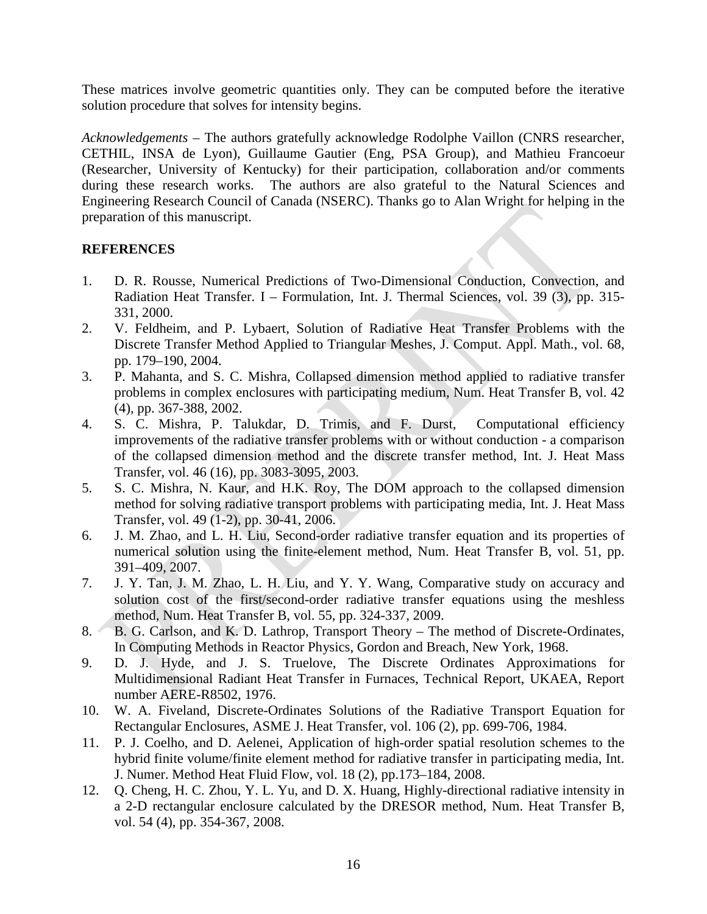These matrices involve geometric quantities only. They can be computed before the iterative solution procedure that solves for intensity begins.

*Acknowledgements* – The authors gratefully acknowledge Rodolphe Vaillon (CNRS researcher, CETHIL, INSA de Lyon), Guillaume Gautier (Eng, PSA Group), and Mathieu Francoeur (Researcher, University of Kentucky) for their participation, collaboration and/or comments during these research works. The authors are also grateful to the Natural Sciences and Engineering Research Council of Canada (NSERC). Thanks go to Alan Wright for helping in the preparation of this manuscript.

## REFERENCES

1. D. R. Rousse, Numerical Predictions of Two-Dimensional Conduction, Convection, and Radiation Heat Transfer. I – Formulation, Int. J. Thermal Sciences, vol. 39 (3), pp. 315-331, 2000.
2. V. Feldheim, and P. Lybaert, Solution of Radiative Heat Transfer Problems with the Discrete Transfer Method Applied to Triangular Meshes, J. Comput. Appl. Math., vol. 68, pp. 179–190, 2004.
3. P. Mahanta, and S. C. Mishra, Collapsed dimension method applied to radiative transfer problems in complex enclosures with participating medium, Num. Heat Transfer B, vol. 42 (4), pp. 367-388, 2002.
4. S. C. Mishra, P. Talukdar, D. Trimis, and F. Durst, Computational efficiency improvements of the radiative transfer problems with or without conduction - a comparison of the collapsed dimension method and the discrete transfer method, Int. J. Heat Mass Transfer, vol. 46 (16), pp. 3083-3095, 2003.
5. S. C. Mishra, N. Kaur, and H.K. Roy, The DOM approach to the collapsed dimension method for solving radiative transport problems with participating media, Int. J. Heat Mass Transfer, vol. 49 (1-2), pp. 30-41, 2006.
6. J. M. Zhao, and L. H. Liu, Second-order radiative transfer equation and its properties of numerical solution using the finite-element method, Num. Heat Transfer B, vol. 51, pp. 391–409, 2007.
7. J. Y. Tan, J. M. Zhao, L. H. Liu, and Y. Y. Wang, Comparative study on accuracy and solution cost of the first/second-order radiative transfer equations using the meshless method, Num. Heat Transfer B, vol. 55, pp. 324-337, 2009.
8. B. G. Carlson, and K. D. Lathrop, Transport Theory – The method of Discrete-Ordinates, In Computing Methods in Reactor Physics, Gordon and Breach, New York, 1968.
9. D. J. Hyde, and J. S. Truelove, The Discrete Ordinates Approximations for Multidimensional Radiant Heat Transfer in Furnaces, Technical Report, UKAEA, Report number AERE-R8502, 1976.
10. W. A. Fiveland, Discrete-Ordinates Solutions of the Radiative Transport Equation for Rectangular Enclosures, ASME J. Heat Transfer, vol. 106 (2), pp. 699-706, 1984.
11. P. J. Coelho, and D. Aelenei, Application of high-order spatial resolution schemes to the hybrid finite volume/finite element method for radiative transfer in participating media, Int. J. Numer. Method Heat Fluid Flow, vol. 18 (2), pp.173–184, 2008.
12. Q. Cheng, H. C. Zhou, Y. L. Yu, and D. X. Huang, Highly-directional radiative intensity in a 2-D rectangular enclosure calculated by the DRESOR method, Num. Heat Transfer B, vol. 54 (4), pp. 354-367, 2008.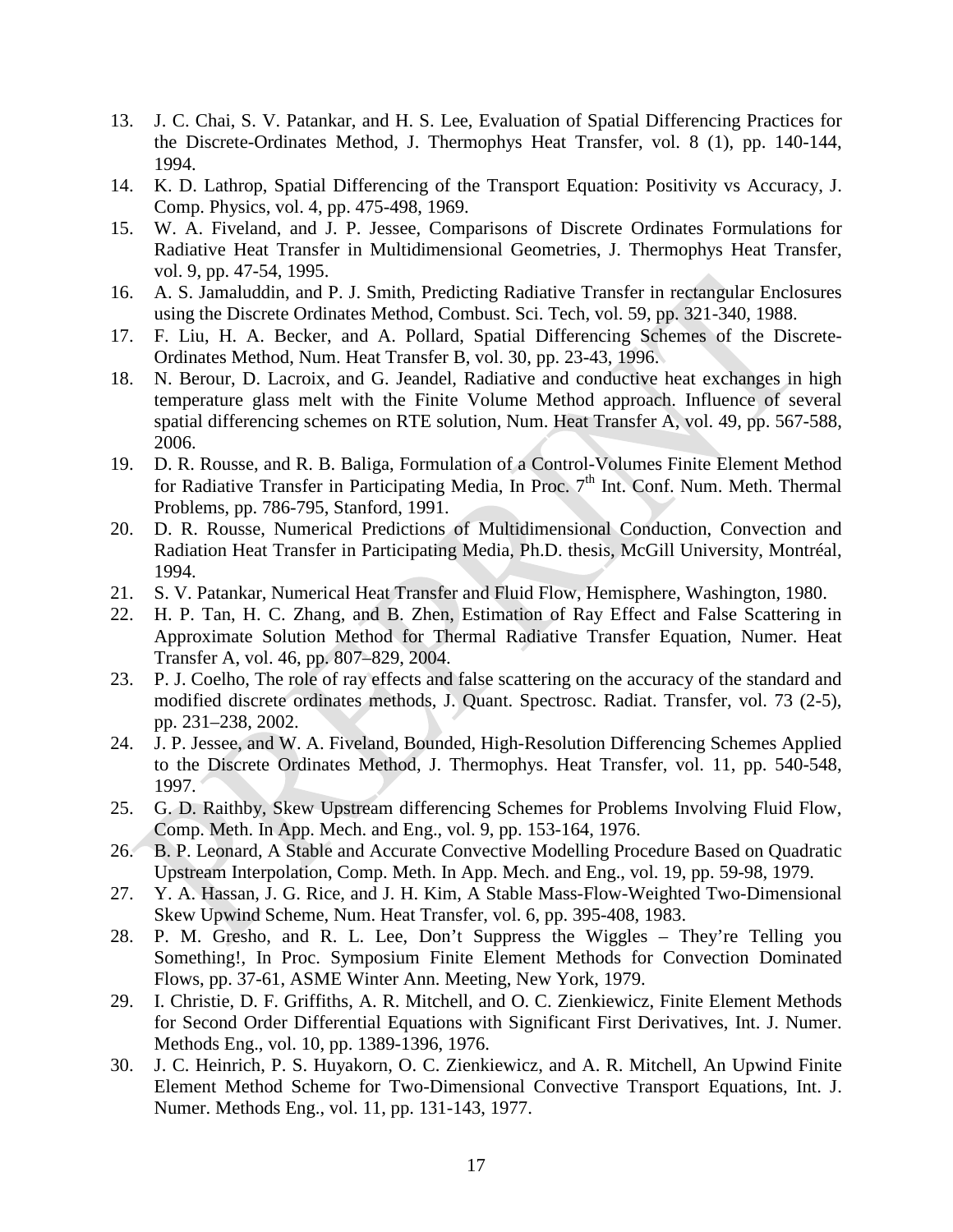13. J. C. Chai, S. V. Patankar, and H. S. Lee, Evaluation of Spatial Differencing Practices for the Discrete-Ordinates Method, J. Thermophys Heat Transfer, vol. 8 (1), pp. 140-144, 1994.
14. K. D. Lathrop, Spatial Differencing of the Transport Equation: Positivity vs Accuracy, J. Comp. Physics, vol. 4, pp. 475-498, 1969.
15. W. A. Fiveland, and J. P. Jessee, Comparisons of Discrete Ordinates Formulations for Radiative Heat Transfer in Multidimensional Geometries, J. Thermophys Heat Transfer, vol. 9, pp. 47-54, 1995.
16. A. S. Jamaluddin, and P. J. Smith, Predicting Radiative Transfer in rectangular Enclosures using the Discrete Ordinates Method, Combust. Sci. Tech, vol. 59, pp. 321-340, 1988.
17. F. Liu, H. A. Becker, and A. Pollard, Spatial Differencing Schemes of the Discrete-Ordinates Method, Num. Heat Transfer B, vol. 30, pp. 23-43, 1996.
18. N. Berour, D. Lacroix, and G. Jeandel, Radiative and conductive heat exchanges in high temperature glass melt with the Finite Volume Method approach. Influence of several spatial differencing schemes on RTE solution, Num. Heat Transfer A, vol. 49, pp. 567-588, 2006.
19. D. R. Rousse, and R. B. Baliga, Formulation of a Control-Volumes Finite Element Method for Radiative Transfer in Participating Media, In Proc. 7th Int. Conf. Num. Meth. Thermal Problems, pp. 786-795, Stanford, 1991.
20. D. R. Rousse, Numerical Predictions of Multidimensional Conduction, Convection and Radiation Heat Transfer in Participating Media, Ph.D. thesis, McGill University, Montréal, 1994.
21. S. V. Patankar, Numerical Heat Transfer and Fluid Flow, Hemisphere, Washington, 1980.
22. H. P. Tan, H. C. Zhang, and B. Zhen, Estimation of Ray Effect and False Scattering in Approximate Solution Method for Thermal Radiative Transfer Equation, Numer. Heat Transfer A, vol. 46, pp. 807–829, 2004.
23. P. J. Coelho, The role of ray effects and false scattering on the accuracy of the standard and modified discrete ordinates methods, J. Quant. Spectrosc. Radiat. Transfer, vol. 73 (2-5), pp. 231–238, 2002.
24. J. P. Jessee, and W. A. Fiveland, Bounded, High-Resolution Differencing Schemes Applied to the Discrete Ordinates Method, J. Thermophys. Heat Transfer, vol. 11, pp. 540-548, 1997.
25. G. D. Raithby, Skew Upstream differencing Schemes for Problems Involving Fluid Flow, Comp. Meth. In App. Mech. and Eng., vol. 9, pp. 153-164, 1976.
26. B. P. Leonard, A Stable and Accurate Convective Modelling Procedure Based on Quadratic Upstream Interpolation, Comp. Meth. In App. Mech. and Eng., vol. 19, pp. 59-98, 1979.
27. Y. A. Hassan, J. G. Rice, and J. H. Kim, A Stable Mass-Flow-Weighted Two-Dimensional Skew Upwind Scheme, Num. Heat Transfer, vol. 6, pp. 395-408, 1983.
28. P. M. Gresho, and R. L. Lee, Don't Suppress the Wiggles – They're Telling you Something!, In Proc. Symposium Finite Element Methods for Convection Dominated Flows, pp. 37-61, ASME Winter Ann. Meeting, New York, 1979.
29. I. Christie, D. F. Griffiths, A. R. Mitchell, and O. C. Zienkiewicz, Finite Element Methods for Second Order Differential Equations with Significant First Derivatives, Int. J. Numer. Methods Eng., vol. 10, pp. 1389-1396, 1976.
30. J. C. Heinrich, P. S. Huyakorn, O. C. Zienkiewicz, and A. R. Mitchell, An Upwind Finite Element Method Scheme for Two-Dimensional Convective Transport Equations, Int. J. Numer. Methods Eng., vol. 11, pp. 131-143, 1977.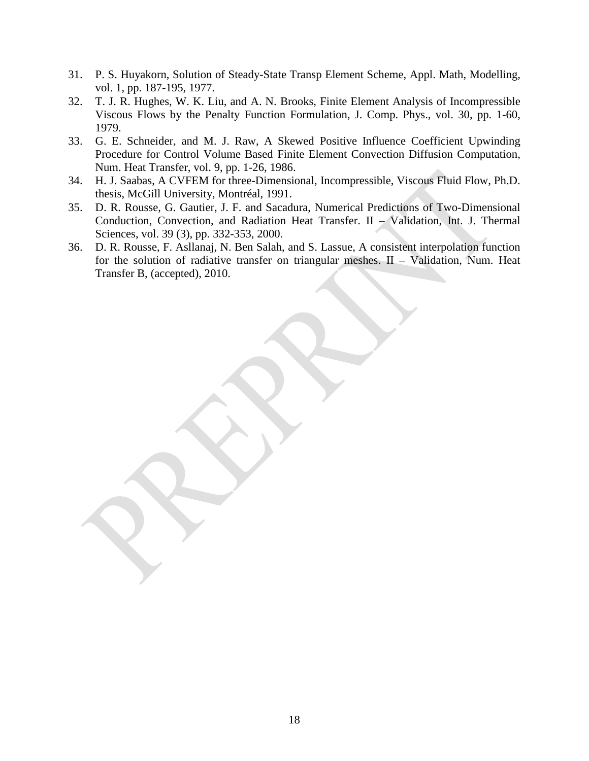31. P. S. Huyakorn, Solution of Steady-State Transp Element Scheme, Appl. Math, Modelling, vol. 1, pp. 187-195, 1977.
32. T. J. R. Hughes, W. K. Liu, and A. N. Brooks, Finite Element Analysis of Incompressible Viscous Flows by the Penalty Function Formulation, J. Comp. Phys., vol. 30, pp. 1-60, 1979.
33. G. E. Schneider, and M. J. Raw, A Skewed Positive Influence Coefficient Upwinding Procedure for Control Volume Based Finite Element Convection Diffusion Computation, Num. Heat Transfer, vol. 9, pp. 1-26, 1986.
34. H. J. Saabas, A CVFEM for three-Dimensional, Incompressible, Viscous Fluid Flow, Ph.D. thesis, McGill University, Montréal, 1991.
35. D. R. Rousse, G. Gautier, J. F. and Sacadura, Numerical Predictions of Two-Dimensional Conduction, Convection, and Radiation Heat Transfer. II – Validation, Int. J. Thermal Sciences, vol. 39 (3), pp. 332-353, 2000.
36. D. R. Rousse, F. Asllanaj, N. Ben Salah, and S. Lassue, A consistent interpolation function for the solution of radiative transfer on triangular meshes. II – Validation, Num. Heat Transfer B, (accepted), 2010.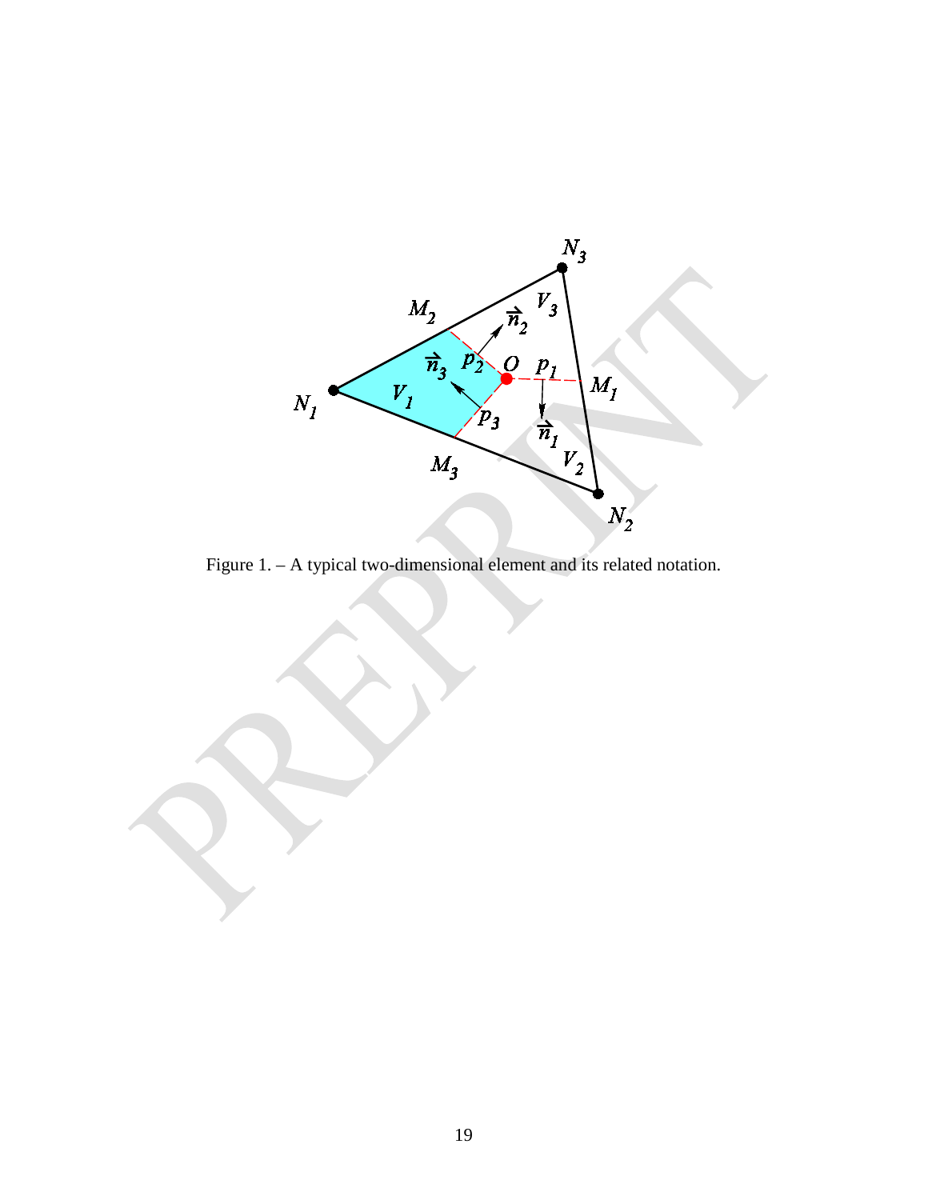Figure 1. – A typical two-dimensional element and its related notation.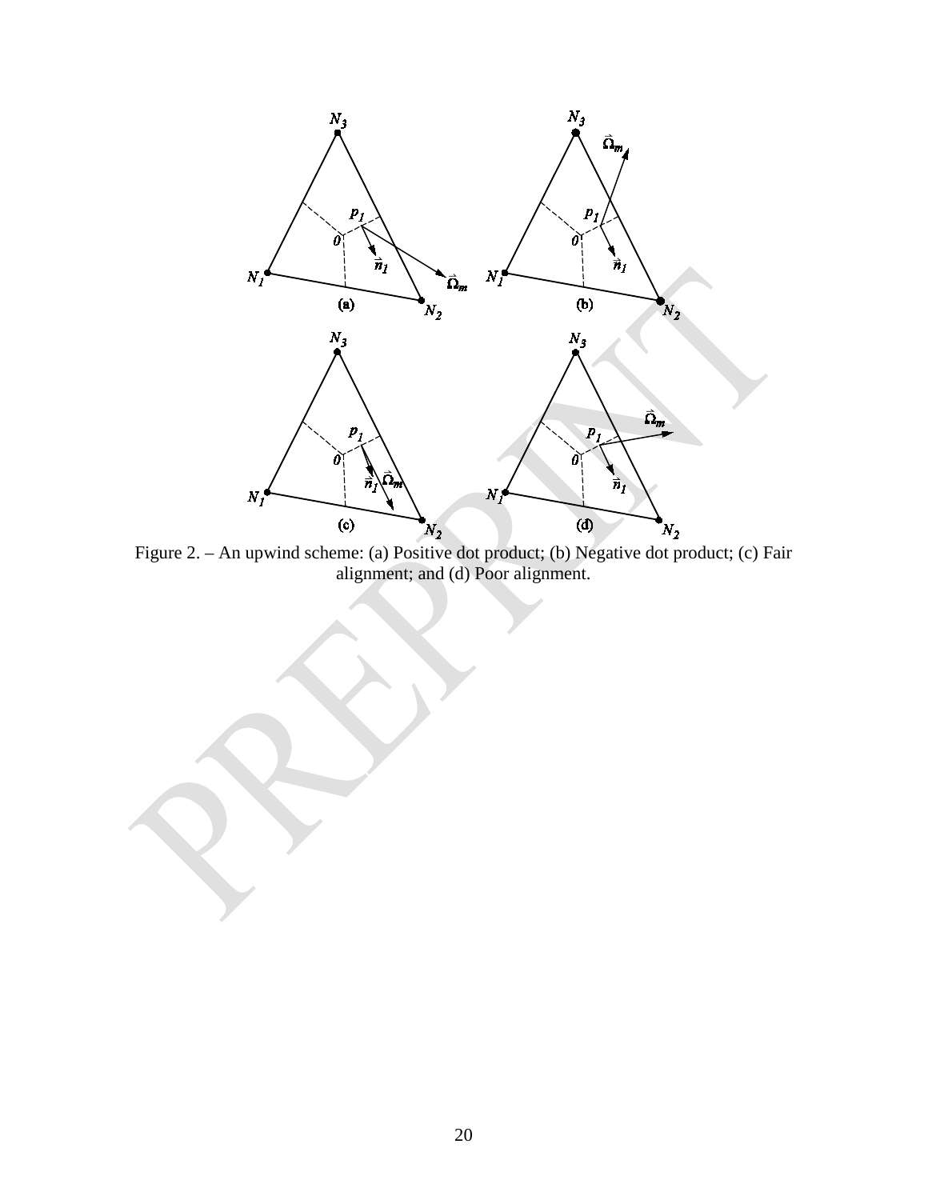Figure 2. – An upwind scheme: (a) Positive dot product; (b) Negative dot product; (c) Fair alignment; and (d) Poor alignment.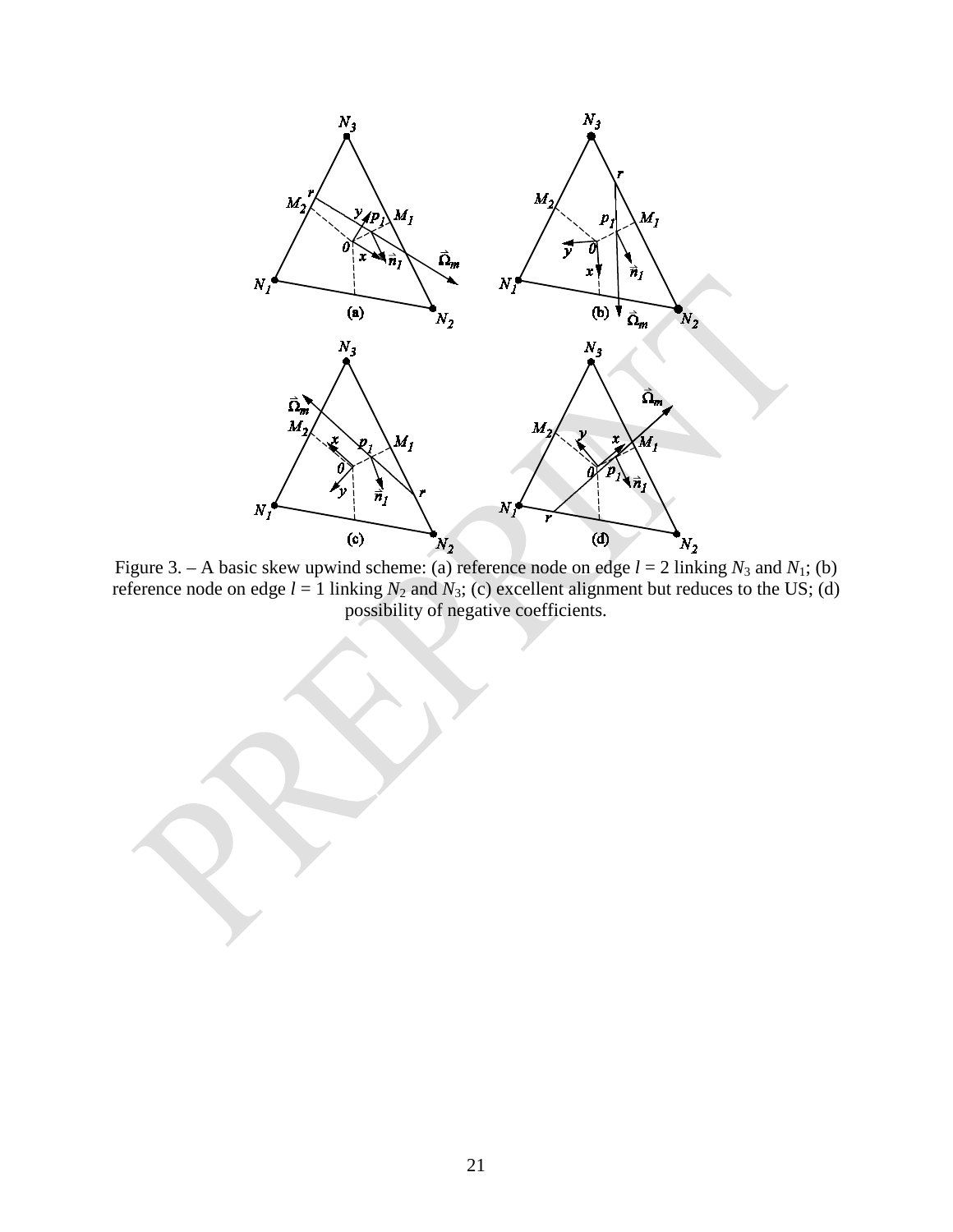Figure 3. – A basic skew upwind scheme: (a) reference node on edge $l = 2$ linking $N_3$ and $N_1$; (b) reference node on edge $l = 1$ linking $N_2$ and $N_3$; (c) excellent alignment but reduces to the US; (d) possibility of negative coefficients.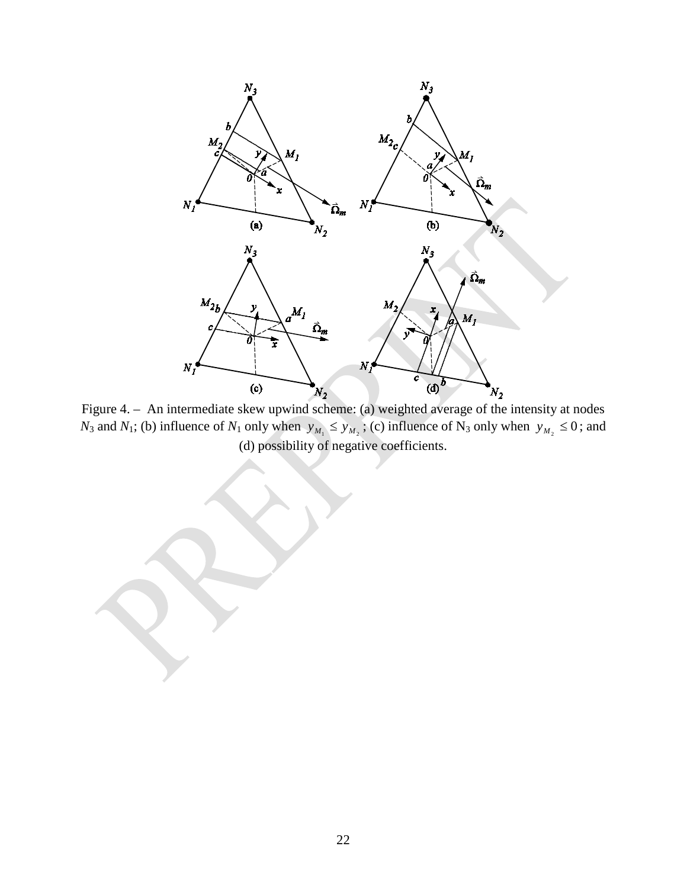Figure 4. – An intermediate skew upwind scheme: (a) weighted average of the intensity at nodes $N_3$ and $N_1$; (b) influence of $N_1$ only when $y_{M_1} \leq y_{M_2}$; (c) influence of $N_3$ only when $y_{M_2} \leq 0$; and (d) possibility of negative coefficients.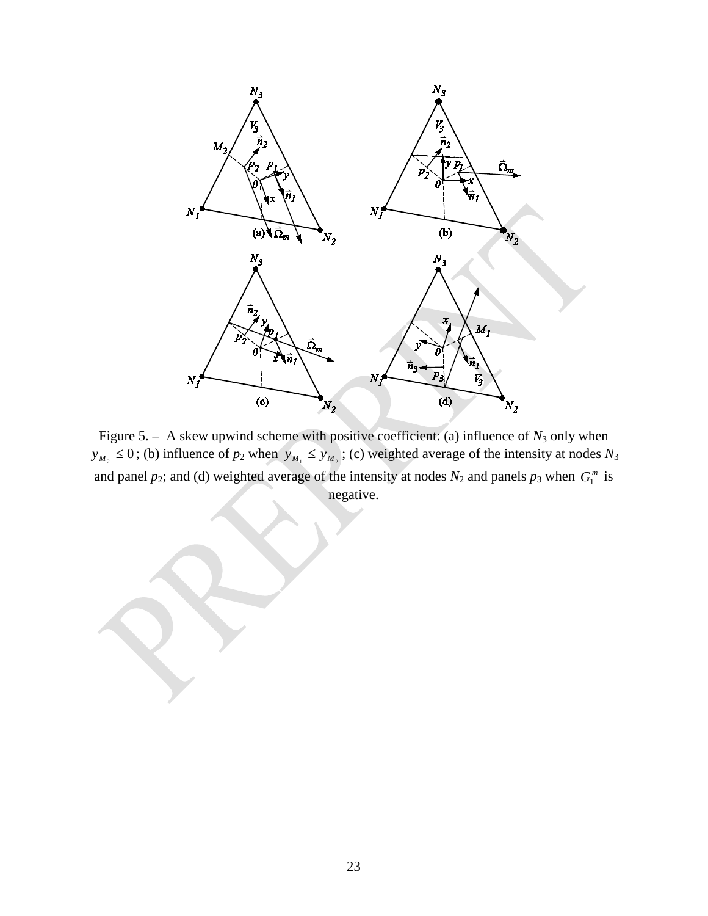Figure 5. – A skew upwind scheme with positive coefficient: (a) influence of $N_3$ only when $y_{M_2} \leq 0$; (b) influence of $p_2$ when $y_{M_1} \leq y_{M_2}$; (c) weighted average of the intensity at nodes $N_3$ and panel $p_2$; and (d) weighted average of the intensity at nodes $N_2$ and panels $p_3$ when $G_1^m$ is negative.